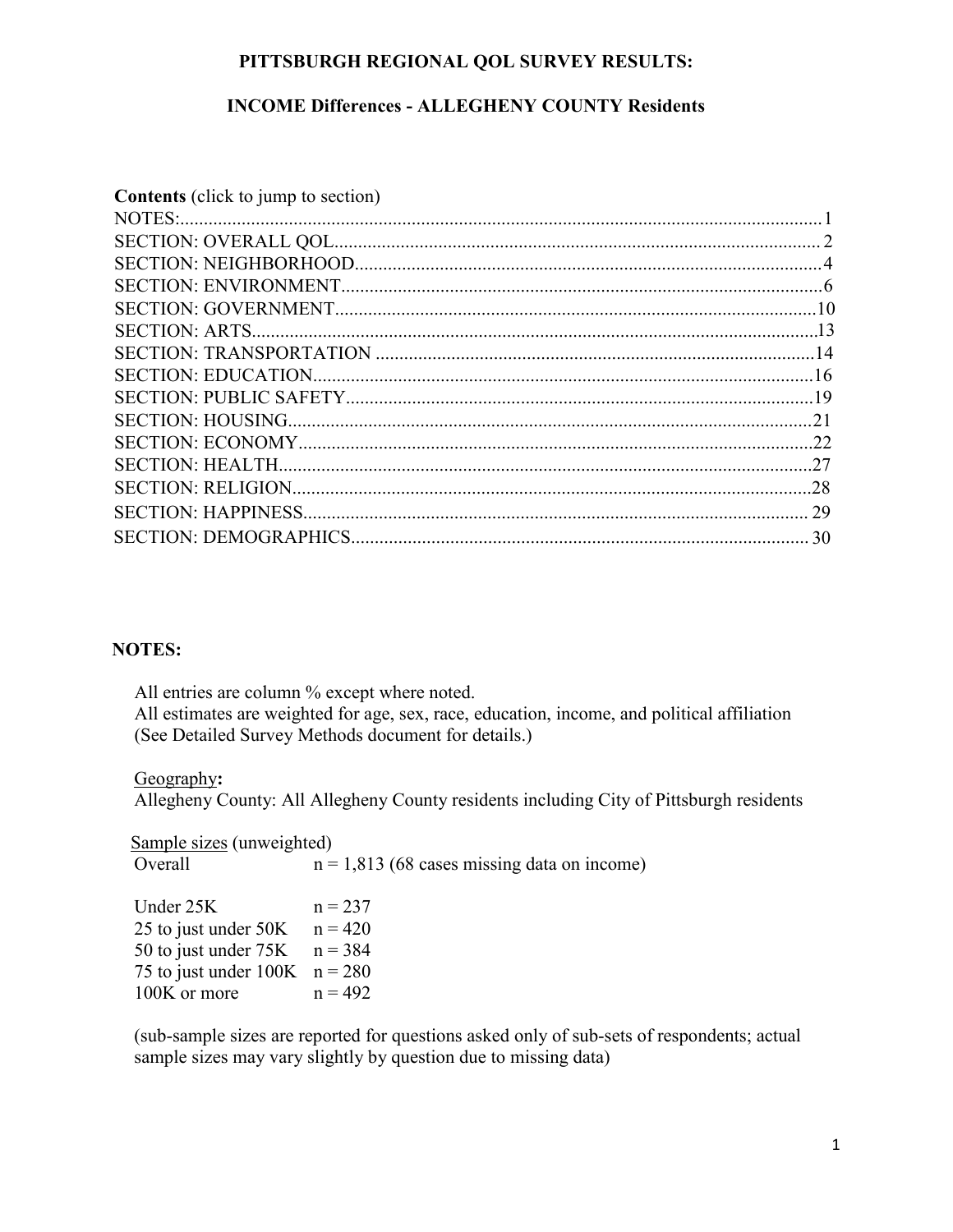# PITTSBURGH REGIONAL QOL SURVEY RESULTS:

## INCOME Differences - ALLEGHENY COUNTY Residents

**Contents** (click to jump to section)

NOTES:.....1
SECTION: OVERALL QOL.....2
SECTION: NEIGHBORHOOD.....4
SECTION: ENVIRONMENT.....6
SECTION: GOVERNMENT.....10
SECTION: ARTS.....13
SECTION: TRANSPORTATION.....14
SECTION: EDUCATION.....16
SECTION: PUBLIC SAFETY.....19
SECTION: HOUSING.....21
SECTION: ECONOMY.....22
SECTION: HEALTH.....27
SECTION: RELIGION.....28
SECTION: HAPPINESS.....29
SECTION: DEMOGRAPHICS.....30

**NOTES:**

All entries are column % except where noted.
All estimates are weighted for age, sex, race, education, income, and political affiliation (See Detailed Survey Methods document for details.)

Geography**:**
Allegheny County: All Allegheny County residents including City of Pittsburgh residents

Sample sizes (unweighted)

| | |
|---|---|
| Overall | n = 1,813 (68 cases missing data on income) |
| Under 25K | n = 237 |
| 25 to just under 50K | n = 420 |
| 50 to just under 75K | n = 384 |
| 75 to just under 100K | n = 280 |
| 100K or more | n = 492 |

(sub-sample sizes are reported for questions asked only of sub-sets of respondents; actual sample sizes may vary slightly by question due to missing data)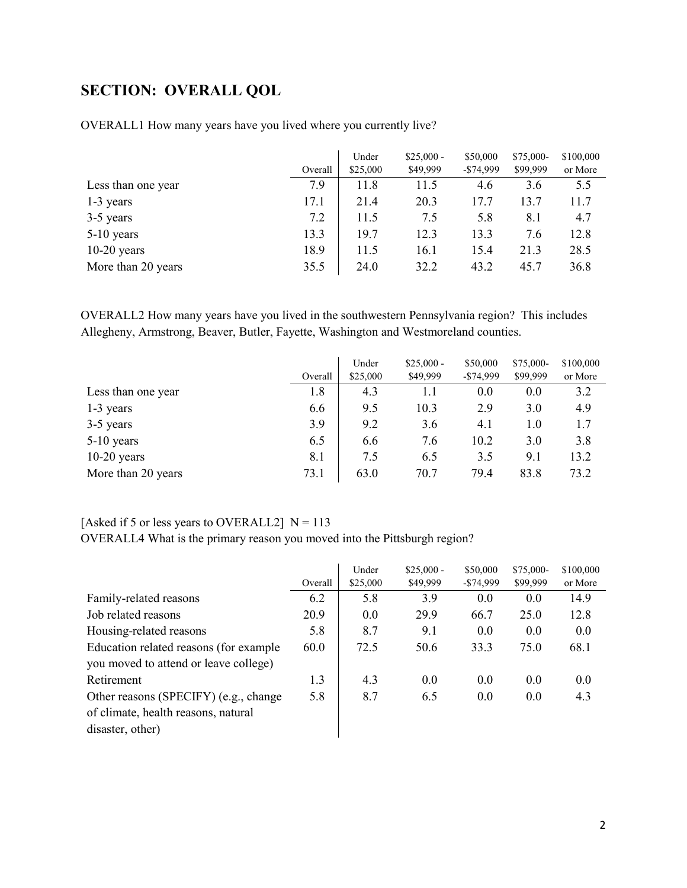## SECTION: OVERALL QOL

OVERALL1 How many years have you lived where you currently live?

| | Overall | Under $25,000 | $25,000 - $49,999 | $50,000 -$74,999 | $75,000- $99,999 | $100,000 or More |
|---|---|---|---|---|---|---|
| Less than one year | 7.9 | 11.8 | 11.5 | 4.6 | 3.6 | 5.5 |
| 1-3 years | 17.1 | 21.4 | 20.3 | 17.7 | 13.7 | 11.7 |
| 3-5 years | 7.2 | 11.5 | 7.5 | 5.8 | 8.1 | 4.7 |
| 5-10 years | 13.3 | 19.7 | 12.3 | 13.3 | 7.6 | 12.8 |
| 10-20 years | 18.9 | 11.5 | 16.1 | 15.4 | 21.3 | 28.5 |
| More than 20 years | 35.5 | 24.0 | 32.2 | 43.2 | 45.7 | 36.8 |

OVERALL2 How many years have you lived in the southwestern Pennsylvania region? This includes Allegheny, Armstrong, Beaver, Butler, Fayette, Washington and Westmoreland counties.

| | Overall | Under $25,000 | $25,000 - $49,999 | $50,000 -$74,999 | $75,000- $99,999 | $100,000 or More |
|---|---|---|---|---|---|---|
| Less than one year | 1.8 | 4.3 | 1.1 | 0.0 | 0.0 | 3.2 |
| 1-3 years | 6.6 | 9.5 | 10.3 | 2.9 | 3.0 | 4.9 |
| 3-5 years | 3.9 | 9.2 | 3.6 | 4.1 | 1.0 | 1.7 |
| 5-10 years | 6.5 | 6.6 | 7.6 | 10.2 | 3.0 | 3.8 |
| 10-20 years | 8.1 | 7.5 | 6.5 | 3.5 | 9.1 | 13.2 |
| More than 20 years | 73.1 | 63.0 | 70.7 | 79.4 | 83.8 | 73.2 |

[Asked if 5 or less years to OVERALL2] N = 113

OVERALL4 What is the primary reason you moved into the Pittsburgh region?

| | Overall | Under $25,000 | $25,000 - $49,999 | $50,000 -$74,999 | $75,000- $99,999 | $100,000 or More |
|---|---|---|---|---|---|---|
| Family-related reasons | 6.2 | 5.8 | 3.9 | 0.0 | 0.0 | 14.9 |
| Job related reasons | 20.9 | 0.0 | 29.9 | 66.7 | 25.0 | 12.8 |
| Housing-related reasons | 5.8 | 8.7 | 9.1 | 0.0 | 0.0 | 0.0 |
| Education related reasons (for example you moved to attend or leave college) | 60.0 | 72.5 | 50.6 | 33.3 | 75.0 | 68.1 |
| Retirement | 1.3 | 4.3 | 0.0 | 0.0 | 0.0 | 0.0 |
| Other reasons (SPECIFY) (e.g., change of climate, health reasons, natural disaster, other) | 5.8 | 8.7 | 6.5 | 0.0 | 0.0 | 4.3 |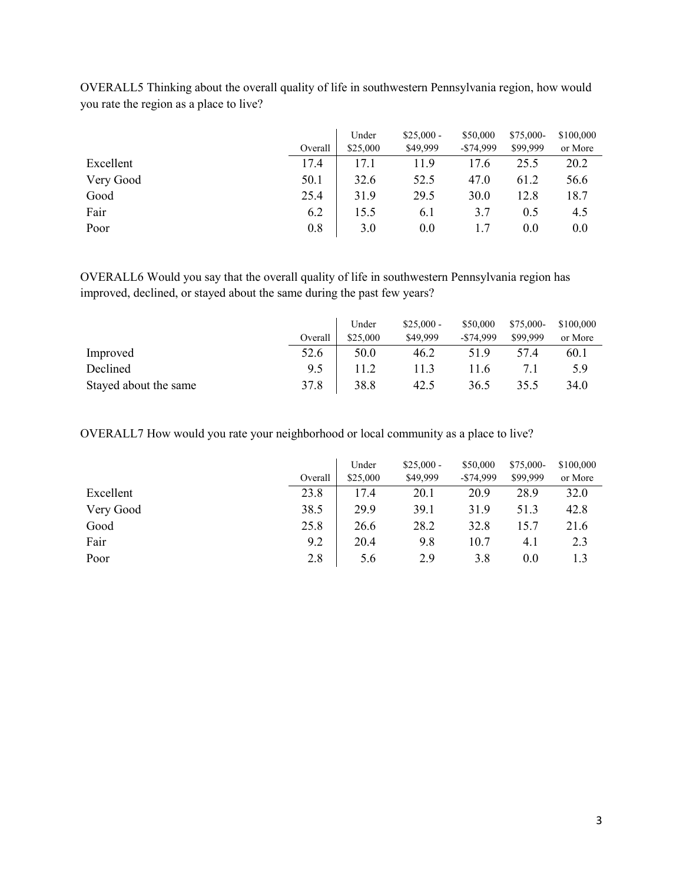OVERALL5 Thinking about the overall quality of life in southwestern Pennsylvania region, how would you rate the region as a place to live?

| | Overall | Under $25,000 | $25,000 - $49,999 | $50,000 -$74,999 | $75,000- $99,999 | $100,000 or More |
|---|---|---|---|---|---|---|
| Excellent | 17.4 | 17.1 | 11.9 | 17.6 | 25.5 | 20.2 |
| Very Good | 50.1 | 32.6 | 52.5 | 47.0 | 61.2 | 56.6 |
| Good | 25.4 | 31.9 | 29.5 | 30.0 | 12.8 | 18.7 |
| Fair | 6.2 | 15.5 | 6.1 | 3.7 | 0.5 | 4.5 |
| Poor | 0.8 | 3.0 | 0.0 | 1.7 | 0.0 | 0.0 |

OVERALL6 Would you say that the overall quality of life in southwestern Pennsylvania region has improved, declined, or stayed about the same during the past few years?

| | Overall | Under $25,000 | $25,000 - $49,999 | $50,000 -$74,999 | $75,000- $99,999 | $100,000 or More |
|---|---|---|---|---|---|---|
| Improved | 52.6 | 50.0 | 46.2 | 51.9 | 57.4 | 60.1 |
| Declined | 9.5 | 11.2 | 11.3 | 11.6 | 7.1 | 5.9 |
| Stayed about the same | 37.8 | 38.8 | 42.5 | 36.5 | 35.5 | 34.0 |

OVERALL7 How would you rate your neighborhood or local community as a place to live?

| | Overall | Under $25,000 | $25,000 - $49,999 | $50,000 -$74,999 | $75,000- $99,999 | $100,000 or More |
|---|---|---|---|---|---|---|
| Excellent | 23.8 | 17.4 | 20.1 | 20.9 | 28.9 | 32.0 |
| Very Good | 38.5 | 29.9 | 39.1 | 31.9 | 51.3 | 42.8 |
| Good | 25.8 | 26.6 | 28.2 | 32.8 | 15.7 | 21.6 |
| Fair | 9.2 | 20.4 | 9.8 | 10.7 | 4.1 | 2.3 |
| Poor | 2.8 | 5.6 | 2.9 | 3.8 | 0.0 | 1.3 |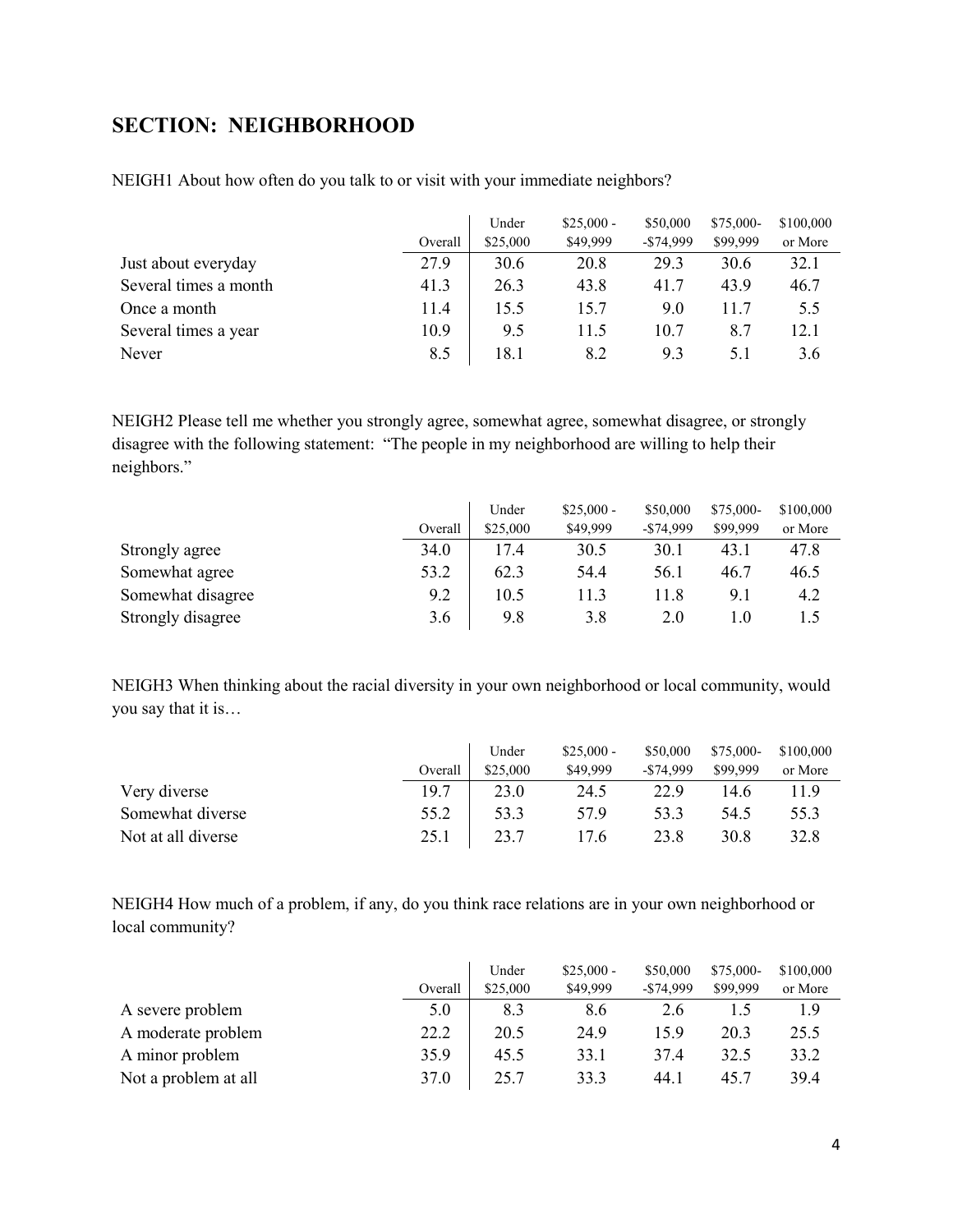## SECTION: NEIGHBORHOOD

NEIGH1 About how often do you talk to or visit with your immediate neighbors?

| | Overall | Under $25,000 | $25,000 - $49,999 | $50,000 -$74,999 | $75,000- $99,999 | $100,000 or More |
|---|---|---|---|---|---|---|
| Just about everyday | 27.9 | 30.6 | 20.8 | 29.3 | 30.6 | 32.1 |
| Several times a month | 41.3 | 26.3 | 43.8 | 41.7 | 43.9 | 46.7 |
| Once a month | 11.4 | 15.5 | 15.7 | 9.0 | 11.7 | 5.5 |
| Several times a year | 10.9 | 9.5 | 11.5 | 10.7 | 8.7 | 12.1 |
| Never | 8.5 | 18.1 | 8.2 | 9.3 | 5.1 | 3.6 |

NEIGH2 Please tell me whether you strongly agree, somewhat agree, somewhat disagree, or strongly disagree with the following statement: "The people in my neighborhood are willing to help their neighbors."

| | Overall | Under $25,000 | $25,000 - $49,999 | $50,000 -$74,999 | $75,000- $99,999 | $100,000 or More |
|---|---|---|---|---|---|---|
| Strongly agree | 34.0 | 17.4 | 30.5 | 30.1 | 43.1 | 47.8 |
| Somewhat agree | 53.2 | 62.3 | 54.4 | 56.1 | 46.7 | 46.5 |
| Somewhat disagree | 9.2 | 10.5 | 11.3 | 11.8 | 9.1 | 4.2 |
| Strongly disagree | 3.6 | 9.8 | 3.8 | 2.0 | 1.0 | 1.5 |

NEIGH3 When thinking about the racial diversity in your own neighborhood or local community, would you say that it is…

| | Overall | Under $25,000 | $25,000 - $49,999 | $50,000 -$74,999 | $75,000- $99,999 | $100,000 or More |
|---|---|---|---|---|---|---|
| Very diverse | 19.7 | 23.0 | 24.5 | 22.9 | 14.6 | 11.9 |
| Somewhat diverse | 55.2 | 53.3 | 57.9 | 53.3 | 54.5 | 55.3 |
| Not at all diverse | 25.1 | 23.7 | 17.6 | 23.8 | 30.8 | 32.8 |

NEIGH4 How much of a problem, if any, do you think race relations are in your own neighborhood or local community?

| | Overall | Under $25,000 | $25,000 - $49,999 | $50,000 -$74,999 | $75,000- $99,999 | $100,000 or More |
|---|---|---|---|---|---|---|
| A severe problem | 5.0 | 8.3 | 8.6 | 2.6 | 1.5 | 1.9 |
| A moderate problem | 22.2 | 20.5 | 24.9 | 15.9 | 20.3 | 25.5 |
| A minor problem | 35.9 | 45.5 | 33.1 | 37.4 | 32.5 | 33.2 |
| Not a problem at all | 37.0 | 25.7 | 33.3 | 44.1 | 45.7 | 39.4 |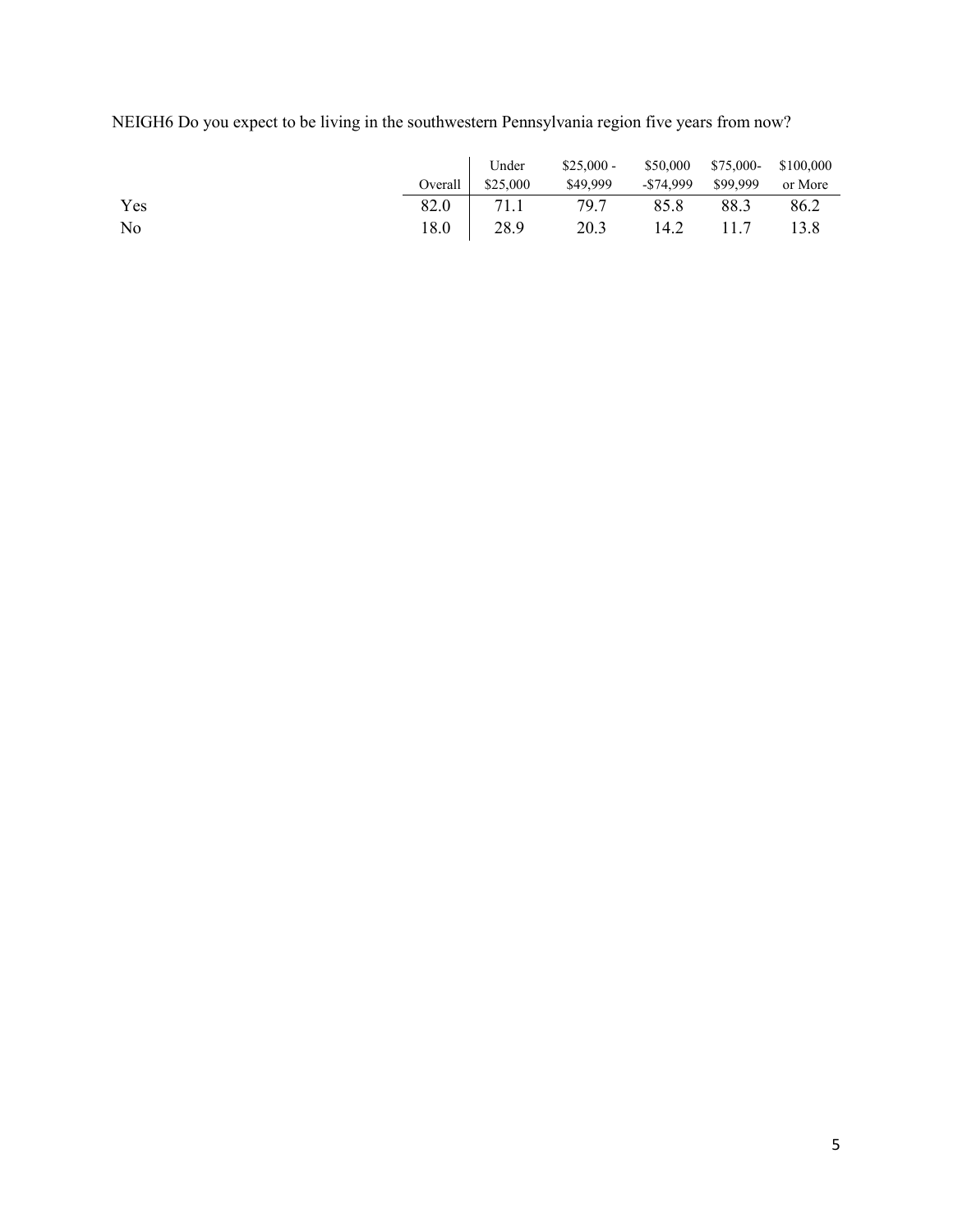NEIGH6 Do you expect to be living in the southwestern Pennsylvania region five years from now?

| | Overall | Under $25,000 | $25,000 - $49,999 | $50,000 -$74,999 | $75,000- $99,999 | $100,000 or More |
|---|---|---|---|---|---|---|
| Yes | 82.0 | 71.1 | 79.7 | 85.8 | 88.3 | 86.2 |
| No | 18.0 | 28.9 | 20.3 | 14.2 | 11.7 | 13.8 |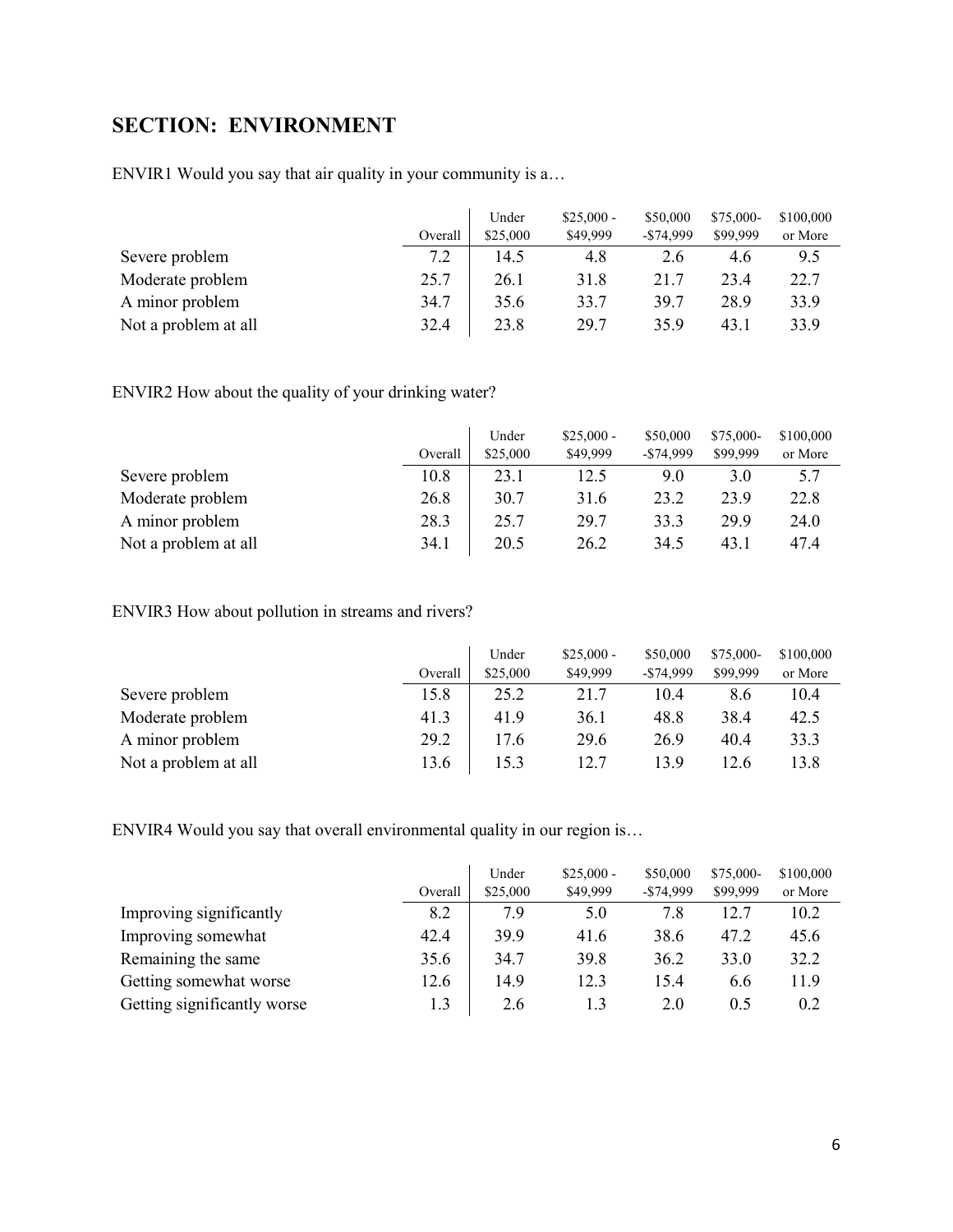## SECTION: ENVIRONMENT

ENVIR1 Would you say that air quality in your community is a…

| | Overall | Under $25,000 | $25,000 - $49,999 | $50,000 -$74,999 | $75,000- $99,999 | $100,000 or More |
|---|---|---|---|---|---|---|
| Severe problem | 7.2 | 14.5 | 4.8 | 2.6 | 4.6 | 9.5 |
| Moderate problem | 25.7 | 26.1 | 31.8 | 21.7 | 23.4 | 22.7 |
| A minor problem | 34.7 | 35.6 | 33.7 | 39.7 | 28.9 | 33.9 |
| Not a problem at all | 32.4 | 23.8 | 29.7 | 35.9 | 43.1 | 33.9 |

ENVIR2 How about the quality of your drinking water?

| | Overall | Under $25,000 | $25,000 - $49,999 | $50,000 -$74,999 | $75,000- $99,999 | $100,000 or More |
|---|---|---|---|---|---|---|
| Severe problem | 10.8 | 23.1 | 12.5 | 9.0 | 3.0 | 5.7 |
| Moderate problem | 26.8 | 30.7 | 31.6 | 23.2 | 23.9 | 22.8 |
| A minor problem | 28.3 | 25.7 | 29.7 | 33.3 | 29.9 | 24.0 |
| Not a problem at all | 34.1 | 20.5 | 26.2 | 34.5 | 43.1 | 47.4 |

ENVIR3 How about pollution in streams and rivers?

| | Overall | Under $25,000 | $25,000 - $49,999 | $50,000 -$74,999 | $75,000- $99,999 | $100,000 or More |
|---|---|---|---|---|---|---|
| Severe problem | 15.8 | 25.2 | 21.7 | 10.4 | 8.6 | 10.4 |
| Moderate problem | 41.3 | 41.9 | 36.1 | 48.8 | 38.4 | 42.5 |
| A minor problem | 29.2 | 17.6 | 29.6 | 26.9 | 40.4 | 33.3 |
| Not a problem at all | 13.6 | 15.3 | 12.7 | 13.9 | 12.6 | 13.8 |

ENVIR4 Would you say that overall environmental quality in our region is…

| | Overall | Under $25,000 | $25,000 - $49,999 | $50,000 -$74,999 | $75,000- $99,999 | $100,000 or More |
|---|---|---|---|---|---|---|
| Improving significantly | 8.2 | 7.9 | 5.0 | 7.8 | 12.7 | 10.2 |
| Improving somewhat | 42.4 | 39.9 | 41.6 | 38.6 | 47.2 | 45.6 |
| Remaining the same | 35.6 | 34.7 | 39.8 | 36.2 | 33.0 | 32.2 |
| Getting somewhat worse | 12.6 | 14.9 | 12.3 | 15.4 | 6.6 | 11.9 |
| Getting significantly worse | 1.3 | 2.6 | 1.3 | 2.0 | 0.5 | 0.2 |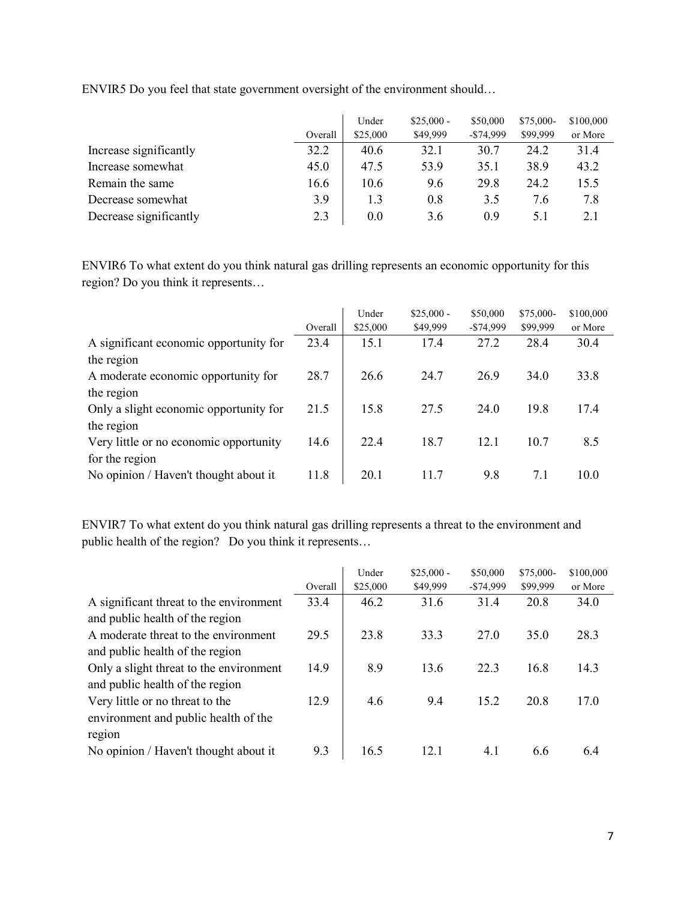ENVIR5 Do you feel that state government oversight of the environment should…

| | Overall | Under $25,000 | $25,000 - $49,999 | $50,000 -$74,999 | $75,000- $99,999 | $100,000 or More |
|---|---|---|---|---|---|---|
| Increase significantly | 32.2 | 40.6 | 32.1 | 30.7 | 24.2 | 31.4 |
| Increase somewhat | 45.0 | 47.5 | 53.9 | 35.1 | 38.9 | 43.2 |
| Remain the same | 16.6 | 10.6 | 9.6 | 29.8 | 24.2 | 15.5 |
| Decrease somewhat | 3.9 | 1.3 | 0.8 | 3.5 | 7.6 | 7.8 |
| Decrease significantly | 2.3 | 0.0 | 3.6 | 0.9 | 5.1 | 2.1 |

ENVIR6 To what extent do you think natural gas drilling represents an economic opportunity for this region? Do you think it represents…

| | Overall | Under $25,000 | $25,000 - $49,999 | $50,000 -$74,999 | $75,000- $99,999 | $100,000 or More |
|---|---|---|---|---|---|---|
| A significant economic opportunity for the region | 23.4 | 15.1 | 17.4 | 27.2 | 28.4 | 30.4 |
| A moderate economic opportunity for the region | 28.7 | 26.6 | 24.7 | 26.9 | 34.0 | 33.8 |
| Only a slight economic opportunity for the region | 21.5 | 15.8 | 27.5 | 24.0 | 19.8 | 17.4 |
| Very little or no economic opportunity for the region | 14.6 | 22.4 | 18.7 | 12.1 | 10.7 | 8.5 |
| No opinion / Haven't thought about it | 11.8 | 20.1 | 11.7 | 9.8 | 7.1 | 10.0 |

ENVIR7 To what extent do you think natural gas drilling represents a threat to the environment and public health of the region? Do you think it represents…

| | Overall | Under $25,000 | $25,000 - $49,999 | $50,000 -$74,999 | $75,000- $99,999 | $100,000 or More |
|---|---|---|---|---|---|---|
| A significant threat to the environment and public health of the region | 33.4 | 46.2 | 31.6 | 31.4 | 20.8 | 34.0 |
| A moderate threat to the environment and public health of the region | 29.5 | 23.8 | 33.3 | 27.0 | 35.0 | 28.3 |
| Only a slight threat to the environment and public health of the region | 14.9 | 8.9 | 13.6 | 22.3 | 16.8 | 14.3 |
| Very little or no threat to the environment and public health of the region | 12.9 | 4.6 | 9.4 | 15.2 | 20.8 | 17.0 |
| No opinion / Haven't thought about it | 9.3 | 16.5 | 12.1 | 4.1 | 6.6 | 6.4 |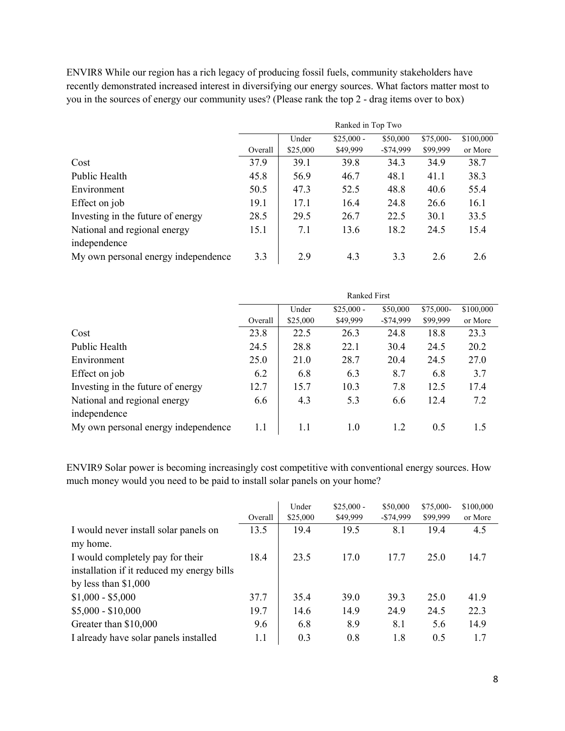ENVIR8 While our region has a rich legacy of producing fossil fuels, community stakeholders have recently demonstrated increased interest in diversifying our energy sources. What factors matter most to you in the sources of energy our community uses? (Please rank the top 2 - drag items over to box)

| | Ranked in Top Two | | | | | |
|---|---|---|---|---|---|---|
| | Overall | Under $25,000 | $25,000 - $49,999 | $50,000 -$74,999 | $75,000- $99,999 | $100,000 or More |
| Cost | 37.9 | 39.1 | 39.8 | 34.3 | 34.9 | 38.7 |
| Public Health | 45.8 | 56.9 | 46.7 | 48.1 | 41.1 | 38.3 |
| Environment | 50.5 | 47.3 | 52.5 | 48.8 | 40.6 | 55.4 |
| Effect on job | 19.1 | 17.1 | 16.4 | 24.8 | 26.6 | 16.1 |
| Investing in the future of energy | 28.5 | 29.5 | 26.7 | 22.5 | 30.1 | 33.5 |
| National and regional energy independence | 15.1 | 7.1 | 13.6 | 18.2 | 24.5 | 15.4 |
| My own personal energy independence | 3.3 | 2.9 | 4.3 | 3.3 | 2.6 | 2.6 |

| | Ranked First | | | | | |
|---|---|---|---|---|---|---|
| | Overall | Under $25,000 | $25,000 - $49,999 | $50,000 -$74,999 | $75,000- $99,999 | $100,000 or More |
| Cost | 23.8 | 22.5 | 26.3 | 24.8 | 18.8 | 23.3 |
| Public Health | 24.5 | 28.8 | 22.1 | 30.4 | 24.5 | 20.2 |
| Environment | 25.0 | 21.0 | 28.7 | 20.4 | 24.5 | 27.0 |
| Effect on job | 6.2 | 6.8 | 6.3 | 8.7 | 6.8 | 3.7 |
| Investing in the future of energy | 12.7 | 15.7 | 10.3 | 7.8 | 12.5 | 17.4 |
| National and regional energy independence | 6.6 | 4.3 | 5.3 | 6.6 | 12.4 | 7.2 |
| My own personal energy independence | 1.1 | 1.1 | 1.0 | 1.2 | 0.5 | 1.5 |

ENVIR9 Solar power is becoming increasingly cost competitive with conventional energy sources. How much money would you need to be paid to install solar panels on your home?

| | Overall | Under $25,000 | $25,000 - $49,999 | $50,000 -$74,999 | $75,000- $99,999 | $100,000 or More |
|---|---|---|---|---|---|---|
| I would never install solar panels on my home. | 13.5 | 19.4 | 19.5 | 8.1 | 19.4 | 4.5 |
| I would completely pay for their installation if it reduced my energy bills by less than $1,000 | 18.4 | 23.5 | 17.0 | 17.7 | 25.0 | 14.7 |
| $1,000 - $5,000 | 37.7 | 35.4 | 39.0 | 39.3 | 25.0 | 41.9 |
| $5,000 - $10,000 | 19.7 | 14.6 | 14.9 | 24.9 | 24.5 | 22.3 |
| Greater than $10,000 | 9.6 | 6.8 | 8.9 | 8.1 | 5.6 | 14.9 |
| I already have solar panels installed | 1.1 | 0.3 | 0.8 | 1.8 | 0.5 | 1.7 |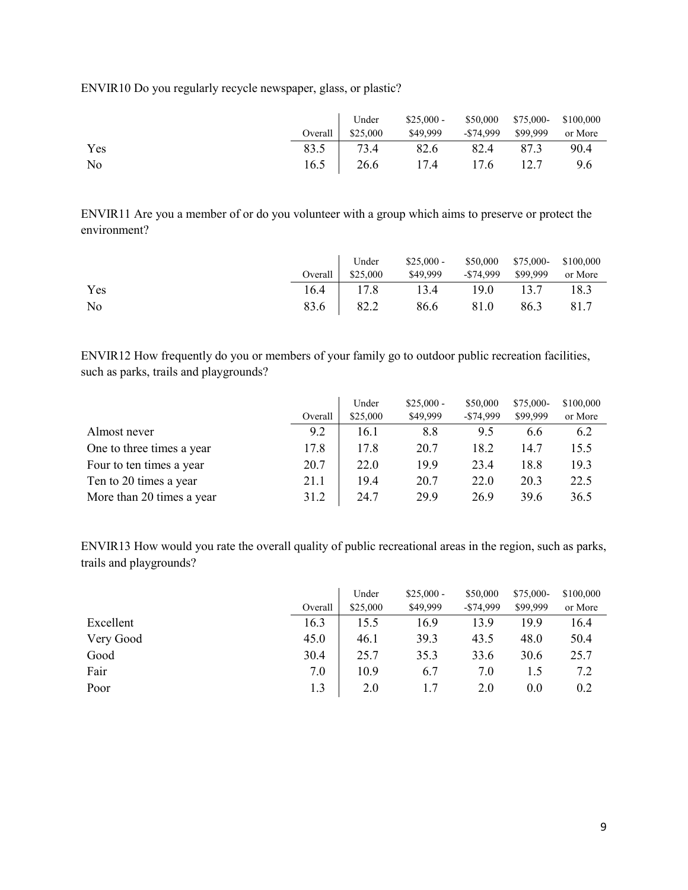ENVIR10 Do you regularly recycle newspaper, glass, or plastic?

| | Overall | Under $25,000 | $25,000 - $49,999 | $50,000 -$74,999 | $75,000- $99,999 | $100,000 or More |
|---|---|---|---|---|---|---|
| Yes | 83.5 | 73.4 | 82.6 | 82.4 | 87.3 | 90.4 |
| No | 16.5 | 26.6 | 17.4 | 17.6 | 12.7 | 9.6 |

ENVIR11 Are you a member of or do you volunteer with a group which aims to preserve or protect the environment?

| | Overall | Under $25,000 | $25,000 - $49,999 | $50,000 -$74,999 | $75,000- $99,999 | $100,000 or More |
|---|---|---|---|---|---|---|
| Yes | 16.4 | 17.8 | 13.4 | 19.0 | 13.7 | 18.3 |
| No | 83.6 | 82.2 | 86.6 | 81.0 | 86.3 | 81.7 |

ENVIR12 How frequently do you or members of your family go to outdoor public recreation facilities, such as parks, trails and playgrounds?

| | Overall | Under $25,000 | $25,000 - $49,999 | $50,000 -$74,999 | $75,000- $99,999 | $100,000 or More |
|---|---|---|---|---|---|---|
| Almost never | 9.2 | 16.1 | 8.8 | 9.5 | 6.6 | 6.2 |
| One to three times a year | 17.8 | 17.8 | 20.7 | 18.2 | 14.7 | 15.5 |
| Four to ten times a year | 20.7 | 22.0 | 19.9 | 23.4 | 18.8 | 19.3 |
| Ten to 20 times a year | 21.1 | 19.4 | 20.7 | 22.0 | 20.3 | 22.5 |
| More than 20 times a year | 31.2 | 24.7 | 29.9 | 26.9 | 39.6 | 36.5 |

ENVIR13 How would you rate the overall quality of public recreational areas in the region, such as parks, trails and playgrounds?

| | Overall | Under $25,000 | $25,000 - $49,999 | $50,000 -$74,999 | $75,000- $99,999 | $100,000 or More |
|---|---|---|---|---|---|---|
| Excellent | 16.3 | 15.5 | 16.9 | 13.9 | 19.9 | 16.4 |
| Very Good | 45.0 | 46.1 | 39.3 | 43.5 | 48.0 | 50.4 |
| Good | 30.4 | 25.7 | 35.3 | 33.6 | 30.6 | 25.7 |
| Fair | 7.0 | 10.9 | 6.7 | 7.0 | 1.5 | 7.2 |
| Poor | 1.3 | 2.0 | 1.7 | 2.0 | 0.0 | 0.2 |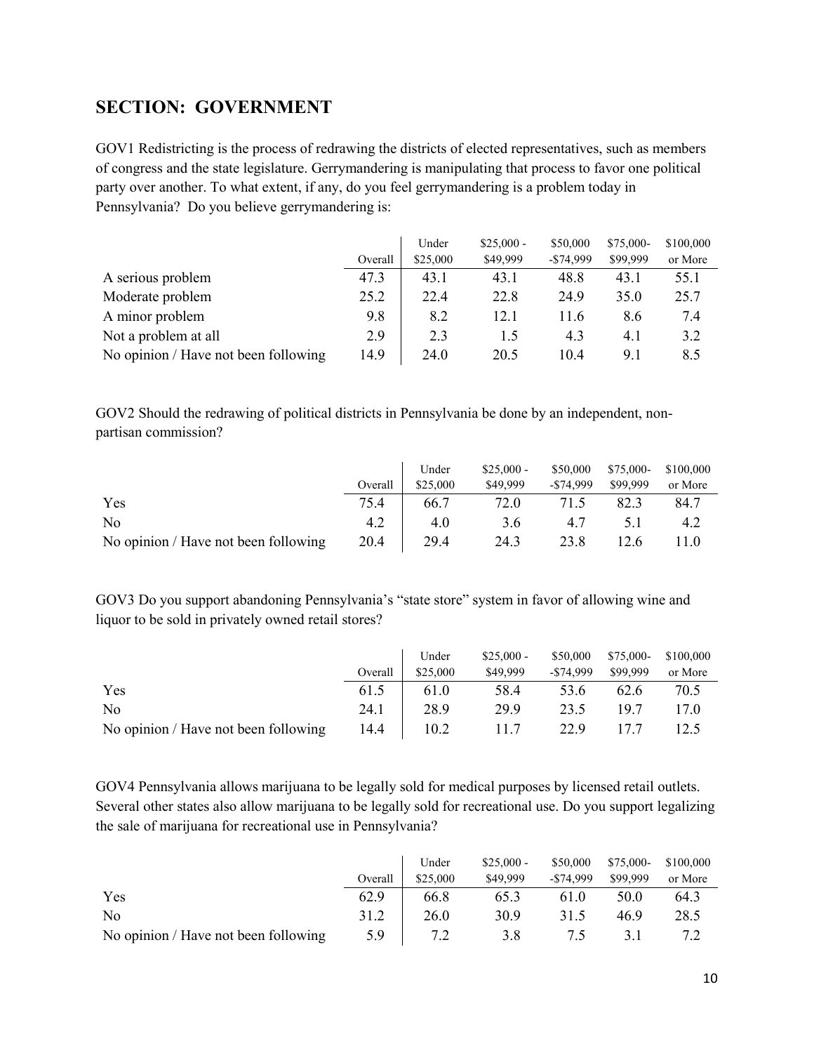## SECTION: GOVERNMENT

GOV1 Redistricting is the process of redrawing the districts of elected representatives, such as members of congress and the state legislature. Gerrymandering is manipulating that process to favor one political party over another. To what extent, if any, do you feel gerrymandering is a problem today in Pennsylvania? Do you believe gerrymandering is:

| | Overall | Under $25,000 | $25,000 - $49,999 | $50,000 -$74,999 | $75,000- $99,999 | $100,000 or More |
|---|---|---|---|---|---|---|
| A serious problem | 47.3 | 43.1 | 43.1 | 48.8 | 43.1 | 55.1 |
| Moderate problem | 25.2 | 22.4 | 22.8 | 24.9 | 35.0 | 25.7 |
| A minor problem | 9.8 | 8.2 | 12.1 | 11.6 | 8.6 | 7.4 |
| Not a problem at all | 2.9 | 2.3 | 1.5 | 4.3 | 4.1 | 3.2 |
| No opinion / Have not been following | 14.9 | 24.0 | 20.5 | 10.4 | 9.1 | 8.5 |

GOV2 Should the redrawing of political districts in Pennsylvania be done by an independent, non-partisan commission?

| | Overall | Under $25,000 | $25,000 - $49,999 | $50,000 -$74,999 | $75,000- $99,999 | $100,000 or More |
|---|---|---|---|---|---|---|
| Yes | 75.4 | 66.7 | 72.0 | 71.5 | 82.3 | 84.7 |
| No | 4.2 | 4.0 | 3.6 | 4.7 | 5.1 | 4.2 |
| No opinion / Have not been following | 20.4 | 29.4 | 24.3 | 23.8 | 12.6 | 11.0 |

GOV3 Do you support abandoning Pennsylvania's "state store" system in favor of allowing wine and liquor to be sold in privately owned retail stores?

| | Overall | Under $25,000 | $25,000 - $49,999 | $50,000 -$74,999 | $75,000- $99,999 | $100,000 or More |
|---|---|---|---|---|---|---|
| Yes | 61.5 | 61.0 | 58.4 | 53.6 | 62.6 | 70.5 |
| No | 24.1 | 28.9 | 29.9 | 23.5 | 19.7 | 17.0 |
| No opinion / Have not been following | 14.4 | 10.2 | 11.7 | 22.9 | 17.7 | 12.5 |

GOV4 Pennsylvania allows marijuana to be legally sold for medical purposes by licensed retail outlets. Several other states also allow marijuana to be legally sold for recreational use. Do you support legalizing the sale of marijuana for recreational use in Pennsylvania?

| | Overall | Under $25,000 | $25,000 - $49,999 | $50,000 -$74,999 | $75,000- $99,999 | $100,000 or More |
|---|---|---|---|---|---|---|
| Yes | 62.9 | 66.8 | 65.3 | 61.0 | 50.0 | 64.3 |
| No | 31.2 | 26.0 | 30.9 | 31.5 | 46.9 | 28.5 |
| No opinion / Have not been following | 5.9 | 7.2 | 3.8 | 7.5 | 3.1 | 7.2 |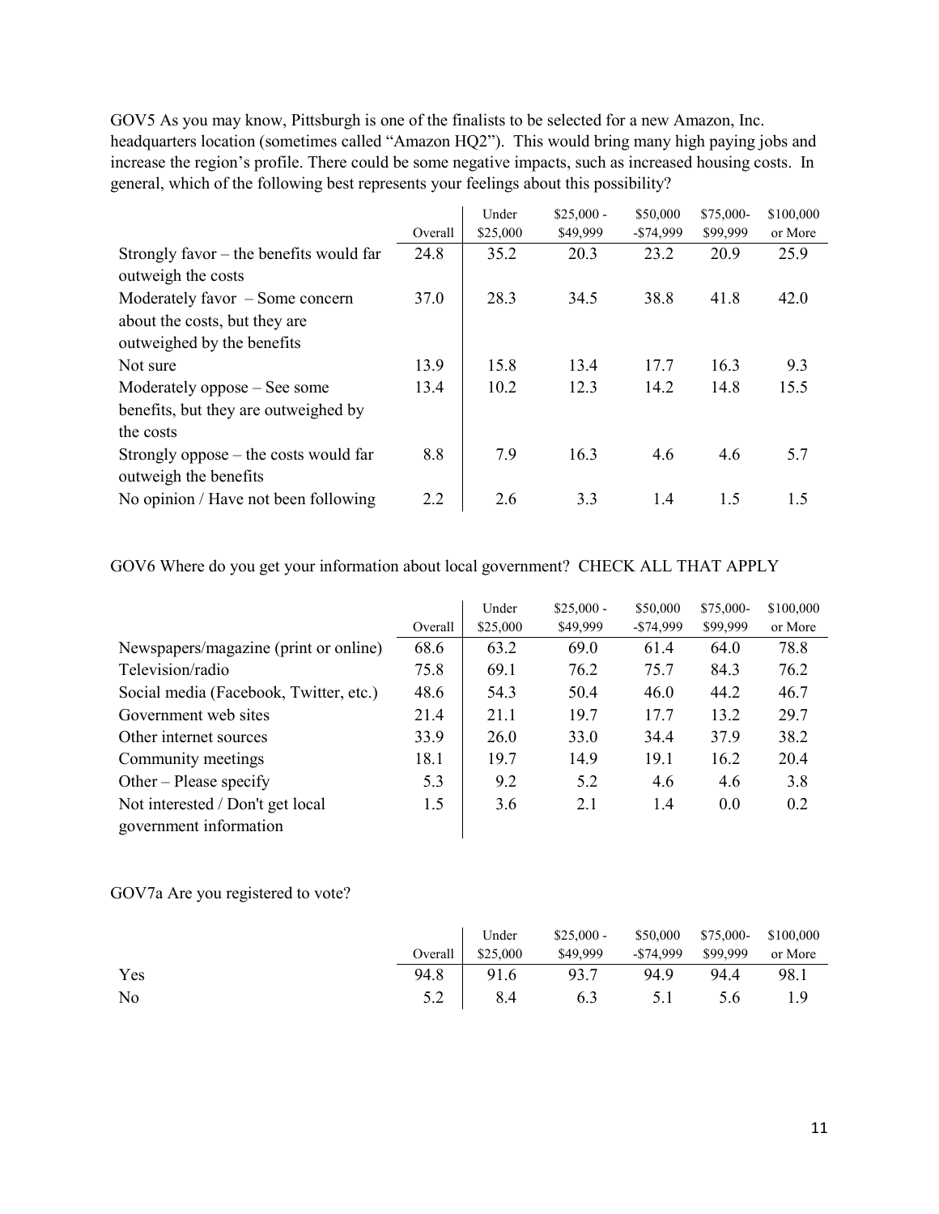GOV5 As you may know, Pittsburgh is one of the finalists to be selected for a new Amazon, Inc. headquarters location (sometimes called "Amazon HQ2"). This would bring many high paying jobs and increase the region's profile. There could be some negative impacts, such as increased housing costs. In general, which of the following best represents your feelings about this possibility?

| | Overall | Under $25,000 | $25,000 - $49,999 | $50,000 -$74,999 | $75,000- $99,999 | $100,000 or More |
|---|---|---|---|---|---|---|
| Strongly favor – the benefits would far outweigh the costs | 24.8 | 35.2 | 20.3 | 23.2 | 20.9 | 25.9 |
| Moderately favor – Some concern about the costs, but they are outweighed by the benefits | 37.0 | 28.3 | 34.5 | 38.8 | 41.8 | 42.0 |
| Not sure | 13.9 | 15.8 | 13.4 | 17.7 | 16.3 | 9.3 |
| Moderately oppose – See some benefits, but they are outweighed by the costs | 13.4 | 10.2 | 12.3 | 14.2 | 14.8 | 15.5 |
| Strongly oppose – the costs would far outweigh the benefits | 8.8 | 7.9 | 16.3 | 4.6 | 4.6 | 5.7 |
| No opinion / Have not been following | 2.2 | 2.6 | 3.3 | 1.4 | 1.5 | 1.5 |

GOV6 Where do you get your information about local government? CHECK ALL THAT APPLY

| | Overall | Under $25,000 | $25,000 - $49,999 | $50,000 -$74,999 | $75,000- $99,999 | $100,000 or More |
|---|---|---|---|---|---|---|
| Newspapers/magazine (print or online) | 68.6 | 63.2 | 69.0 | 61.4 | 64.0 | 78.8 |
| Television/radio | 75.8 | 69.1 | 76.2 | 75.7 | 84.3 | 76.2 |
| Social media (Facebook, Twitter, etc.) | 48.6 | 54.3 | 50.4 | 46.0 | 44.2 | 46.7 |
| Government web sites | 21.4 | 21.1 | 19.7 | 17.7 | 13.2 | 29.7 |
| Other internet sources | 33.9 | 26.0 | 33.0 | 34.4 | 37.9 | 38.2 |
| Community meetings | 18.1 | 19.7 | 14.9 | 19.1 | 16.2 | 20.4 |
| Other – Please specify | 5.3 | 9.2 | 5.2 | 4.6 | 4.6 | 3.8 |
| Not interested / Don't get local government information | 1.5 | 3.6 | 2.1 | 1.4 | 0.0 | 0.2 |

GOV7a Are you registered to vote?

| | Overall | Under $25,000 | $25,000 - $49,999 | $50,000 -$74,999 | $75,000- $99,999 | $100,000 or More |
|---|---|---|---|---|---|---|
| Yes | 94.8 | 91.6 | 93.7 | 94.9 | 94.4 | 98.1 |
| No | 5.2 | 8.4 | 6.3 | 5.1 | 5.6 | 1.9 |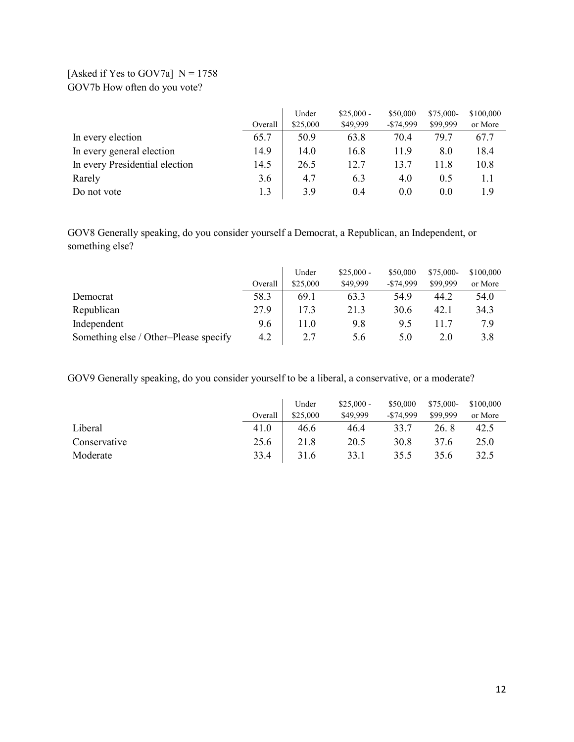[Asked if Yes to GOV7a]  N = 1758
GOV7b How often do you vote?

| | Overall | Under $25,000 | $25,000 - $49,999 | $50,000 -$74,999 | $75,000- $99,999 | $100,000 or More |
|---|---|---|---|---|---|---|
| In every election | 65.7 | 50.9 | 63.8 | 70.4 | 79.7 | 67.7 |
| In every general election | 14.9 | 14.0 | 16.8 | 11.9 | 8.0 | 18.4 |
| In every Presidential election | 14.5 | 26.5 | 12.7 | 13.7 | 11.8 | 10.8 |
| Rarely | 3.6 | 4.7 | 6.3 | 4.0 | 0.5 | 1.1 |
| Do not vote | 1.3 | 3.9 | 0.4 | 0.0 | 0.0 | 1.9 |

GOV8 Generally speaking, do you consider yourself a Democrat, a Republican, an Independent, or something else?

| | Overall | Under $25,000 | $25,000 - $49,999 | $50,000 -$74,999 | $75,000- $99,999 | $100,000 or More |
|---|---|---|---|---|---|---|
| Democrat | 58.3 | 69.1 | 63.3 | 54.9 | 44.2 | 54.0 |
| Republican | 27.9 | 17.3 | 21.3 | 30.6 | 42.1 | 34.3 |
| Independent | 9.6 | 11.0 | 9.8 | 9.5 | 11.7 | 7.9 |
| Something else / Other–Please specify | 4.2 | 2.7 | 5.6 | 5.0 | 2.0 | 3.8 |

GOV9 Generally speaking, do you consider yourself to be a liberal, a conservative, or a moderate?

| | Overall | Under $25,000 | $25,000 - $49,999 | $50,000 -$74,999 | $75,000- $99,999 | $100,000 or More |
|---|---|---|---|---|---|---|
| Liberal | 41.0 | 46.6 | 46.4 | 33.7 | 26. 8 | 42.5 |
| Conservative | 25.6 | 21.8 | 20.5 | 30.8 | 37.6 | 25.0 |
| Moderate | 33.4 | 31.6 | 33.1 | 35.5 | 35.6 | 32.5 |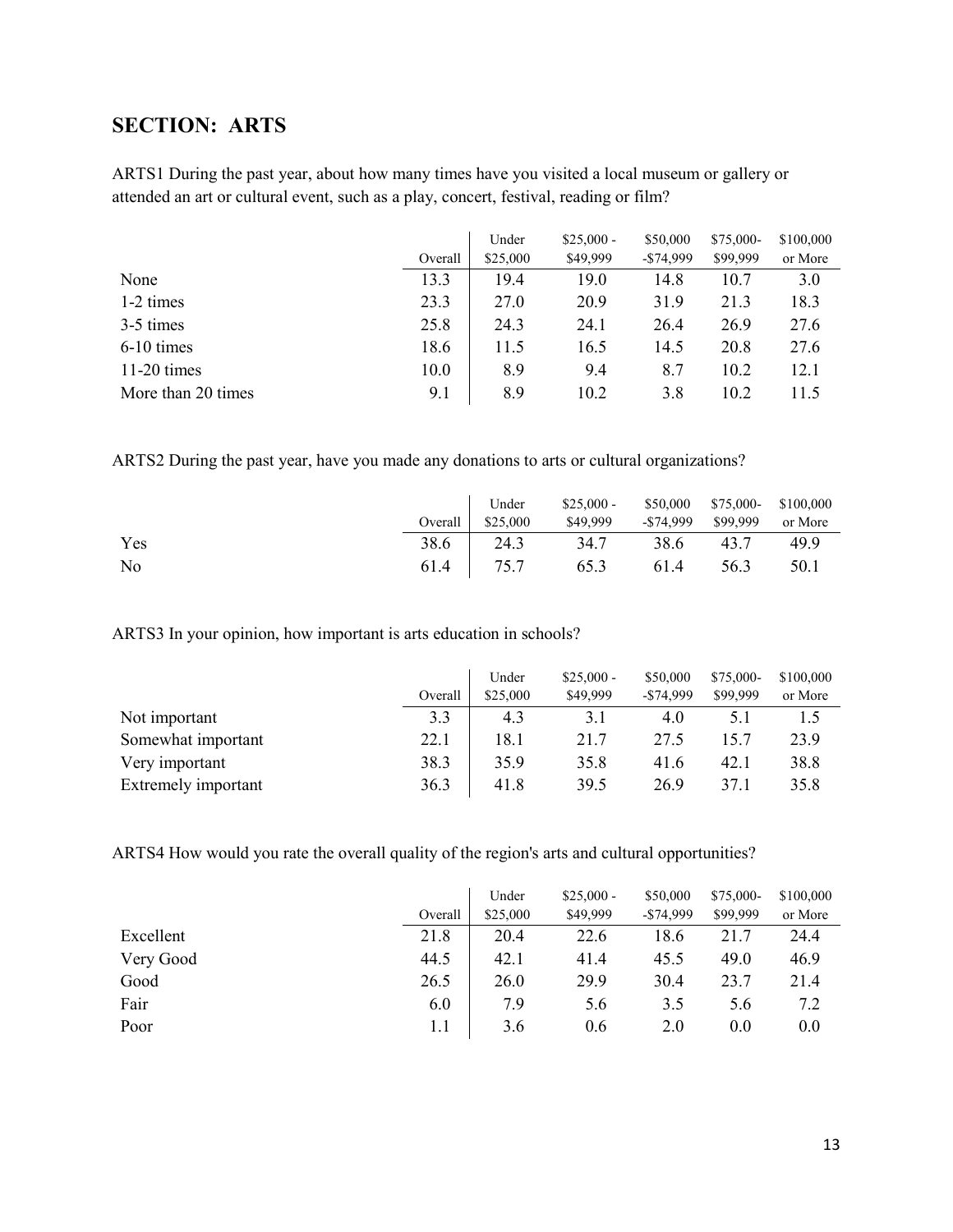## SECTION: ARTS

ARTS1 During the past year, about how many times have you visited a local museum or gallery or attended an art or cultural event, such as a play, concert, festival, reading or film?

| | Overall | Under $25,000 | $25,000 - $49,999 | $50,000 -$74,999 | $75,000-$99,999 | $100,000 or More |
|---|---|---|---|---|---|---|
| None | 13.3 | 19.4 | 19.0 | 14.8 | 10.7 | 3.0 |
| 1-2 times | 23.3 | 27.0 | 20.9 | 31.9 | 21.3 | 18.3 |
| 3-5 times | 25.8 | 24.3 | 24.1 | 26.4 | 26.9 | 27.6 |
| 6-10 times | 18.6 | 11.5 | 16.5 | 14.5 | 20.8 | 27.6 |
| 11-20 times | 10.0 | 8.9 | 9.4 | 8.7 | 10.2 | 12.1 |
| More than 20 times | 9.1 | 8.9 | 10.2 | 3.8 | 10.2 | 11.5 |

ARTS2 During the past year, have you made any donations to arts or cultural organizations?

| | Overall | Under $25,000 | $25,000 - $49,999 | $50,000 -$74,999 | $75,000-$99,999 | $100,000 or More |
|---|---|---|---|---|---|---|
| Yes | 38.6 | 24.3 | 34.7 | 38.6 | 43.7 | 49.9 |
| No | 61.4 | 75.7 | 65.3 | 61.4 | 56.3 | 50.1 |

ARTS3 In your opinion, how important is arts education in schools?

| | Overall | Under $25,000 | $25,000 - $49,999 | $50,000 -$74,999 | $75,000-$99,999 | $100,000 or More |
|---|---|---|---|---|---|---|
| Not important | 3.3 | 4.3 | 3.1 | 4.0 | 5.1 | 1.5 |
| Somewhat important | 22.1 | 18.1 | 21.7 | 27.5 | 15.7 | 23.9 |
| Very important | 38.3 | 35.9 | 35.8 | 41.6 | 42.1 | 38.8 |
| Extremely important | 36.3 | 41.8 | 39.5 | 26.9 | 37.1 | 35.8 |

ARTS4 How would you rate the overall quality of the region's arts and cultural opportunities?

| | Overall | Under $25,000 | $25,000 - $49,999 | $50,000 -$74,999 | $75,000-$99,999 | $100,000 or More |
|---|---|---|---|---|---|---|
| Excellent | 21.8 | 20.4 | 22.6 | 18.6 | 21.7 | 24.4 |
| Very Good | 44.5 | 42.1 | 41.4 | 45.5 | 49.0 | 46.9 |
| Good | 26.5 | 26.0 | 29.9 | 30.4 | 23.7 | 21.4 |
| Fair | 6.0 | 7.9 | 5.6 | 3.5 | 5.6 | 7.2 |
| Poor | 1.1 | 3.6 | 0.6 | 2.0 | 0.0 | 0.0 |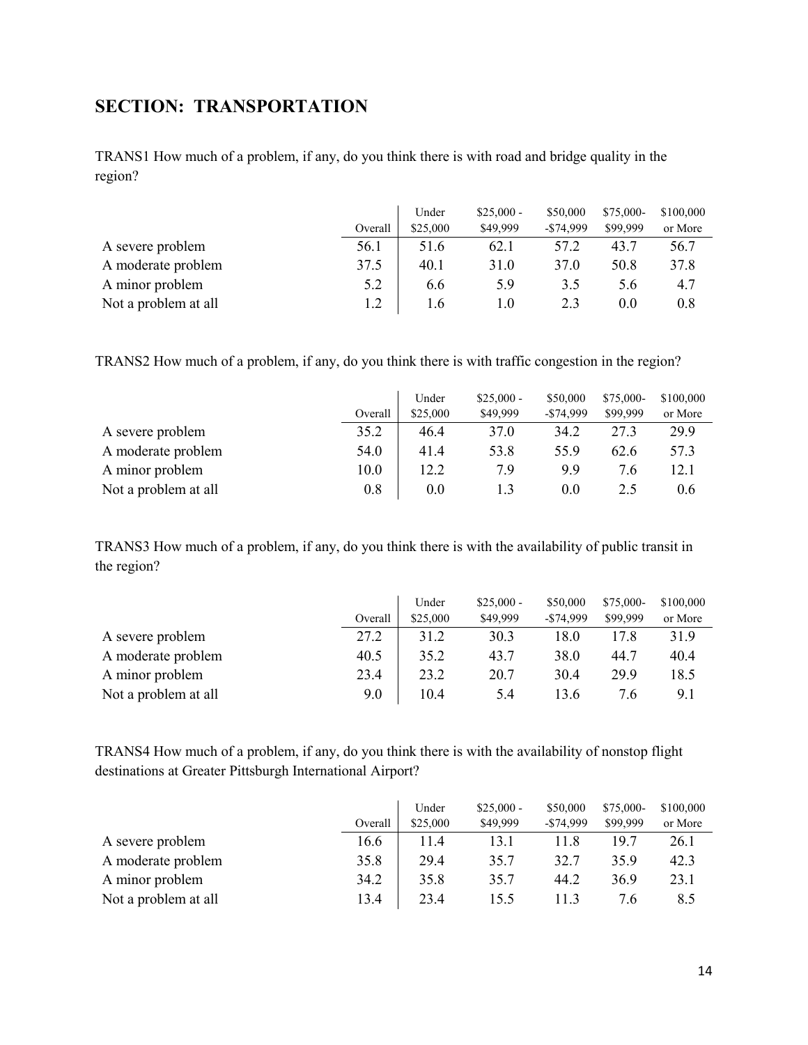## SECTION: TRANSPORTATION

TRANS1 How much of a problem, if any, do you think there is with road and bridge quality in the region?

| | Overall | Under $25,000 | $25,000 - $49,999 | $50,000 -$74,999 | $75,000- $99,999 | $100,000 or More |
|---|---|---|---|---|---|---|
| A severe problem | 56.1 | 51.6 | 62.1 | 57.2 | 43.7 | 56.7 |
| A moderate problem | 37.5 | 40.1 | 31.0 | 37.0 | 50.8 | 37.8 |
| A minor problem | 5.2 | 6.6 | 5.9 | 3.5 | 5.6 | 4.7 |
| Not a problem at all | 1.2 | 1.6 | 1.0 | 2.3 | 0.0 | 0.8 |

TRANS2 How much of a problem, if any, do you think there is with traffic congestion in the region?

| | Overall | Under $25,000 | $25,000 - $49,999 | $50,000 -$74,999 | $75,000- $99,999 | $100,000 or More |
|---|---|---|---|---|---|---|
| A severe problem | 35.2 | 46.4 | 37.0 | 34.2 | 27.3 | 29.9 |
| A moderate problem | 54.0 | 41.4 | 53.8 | 55.9 | 62.6 | 57.3 |
| A minor problem | 10.0 | 12.2 | 7.9 | 9.9 | 7.6 | 12.1 |
| Not a problem at all | 0.8 | 0.0 | 1.3 | 0.0 | 2.5 | 0.6 |

TRANS3 How much of a problem, if any, do you think there is with the availability of public transit in the region?

| | Overall | Under $25,000 | $25,000 - $49,999 | $50,000 -$74,999 | $75,000- $99,999 | $100,000 or More |
|---|---|---|---|---|---|---|
| A severe problem | 27.2 | 31.2 | 30.3 | 18.0 | 17.8 | 31.9 |
| A moderate problem | 40.5 | 35.2 | 43.7 | 38.0 | 44.7 | 40.4 |
| A minor problem | 23.4 | 23.2 | 20.7 | 30.4 | 29.9 | 18.5 |
| Not a problem at all | 9.0 | 10.4 | 5.4 | 13.6 | 7.6 | 9.1 |

TRANS4 How much of a problem, if any, do you think there is with the availability of nonstop flight destinations at Greater Pittsburgh International Airport?

| | Overall | Under $25,000 | $25,000 - $49,999 | $50,000 -$74,999 | $75,000- $99,999 | $100,000 or More |
|---|---|---|---|---|---|---|
| A severe problem | 16.6 | 11.4 | 13.1 | 11.8 | 19.7 | 26.1 |
| A moderate problem | 35.8 | 29.4 | 35.7 | 32.7 | 35.9 | 42.3 |
| A minor problem | 34.2 | 35.8 | 35.7 | 44.2 | 36.9 | 23.1 |
| Not a problem at all | 13.4 | 23.4 | 15.5 | 11.3 | 7.6 | 8.5 |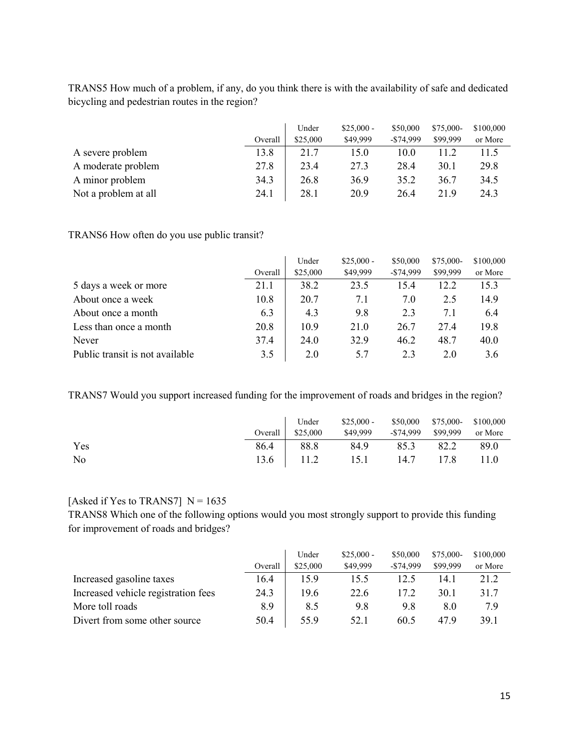TRANS5 How much of a problem, if any, do you think there is with the availability of safe and dedicated bicycling and pedestrian routes in the region?

| | Overall | Under $25,000 | $25,000 - $49,999 | $50,000 -$74,999 | $75,000- $99,999 | $100,000 or More |
|---|---|---|---|---|---|---|
| A severe problem | 13.8 | 21.7 | 15.0 | 10.0 | 11.2 | 11.5 |
| A moderate problem | 27.8 | 23.4 | 27.3 | 28.4 | 30.1 | 29.8 |
| A minor problem | 34.3 | 26.8 | 36.9 | 35.2 | 36.7 | 34.5 |
| Not a problem at all | 24.1 | 28.1 | 20.9 | 26.4 | 21.9 | 24.3 |

TRANS6 How often do you use public transit?

| | Overall | Under $25,000 | $25,000 - $49,999 | $50,000 -$74,999 | $75,000- $99,999 | $100,000 or More |
|---|---|---|---|---|---|---|
| 5 days a week or more | 21.1 | 38.2 | 23.5 | 15.4 | 12.2 | 15.3 |
| About once a week | 10.8 | 20.7 | 7.1 | 7.0 | 2.5 | 14.9 |
| About once a month | 6.3 | 4.3 | 9.8 | 2.3 | 7.1 | 6.4 |
| Less than once a month | 20.8 | 10.9 | 21.0 | 26.7 | 27.4 | 19.8 |
| Never | 37.4 | 24.0 | 32.9 | 46.2 | 48.7 | 40.0 |
| Public transit is not available | 3.5 | 2.0 | 5.7 | 2.3 | 2.0 | 3.6 |

TRANS7 Would you support increased funding for the improvement of roads and bridges in the region?

| | Overall | Under $25,000 | $25,000 - $49,999 | $50,000 -$74,999 | $75,000- $99,999 | $100,000 or More |
|---|---|---|---|---|---|---|
| Yes | 86.4 | 88.8 | 84.9 | 85.3 | 82.2 | 89.0 |
| No | 13.6 | 11.2 | 15.1 | 14.7 | 17.8 | 11.0 |

[Asked if Yes to TRANS7] N = 1635

TRANS8 Which one of the following options would you most strongly support to provide this funding for improvement of roads and bridges?

| | Overall | Under $25,000 | $25,000 - $49,999 | $50,000 -$74,999 | $75,000- $99,999 | $100,000 or More |
|---|---|---|---|---|---|---|
| Increased gasoline taxes | 16.4 | 15.9 | 15.5 | 12.5 | 14.1 | 21.2 |
| Increased vehicle registration fees | 24.3 | 19.6 | 22.6 | 17.2 | 30.1 | 31.7 |
| More toll roads | 8.9 | 8.5 | 9.8 | 9.8 | 8.0 | 7.9 |
| Divert from some other source | 50.4 | 55.9 | 52.1 | 60.5 | 47.9 | 39.1 |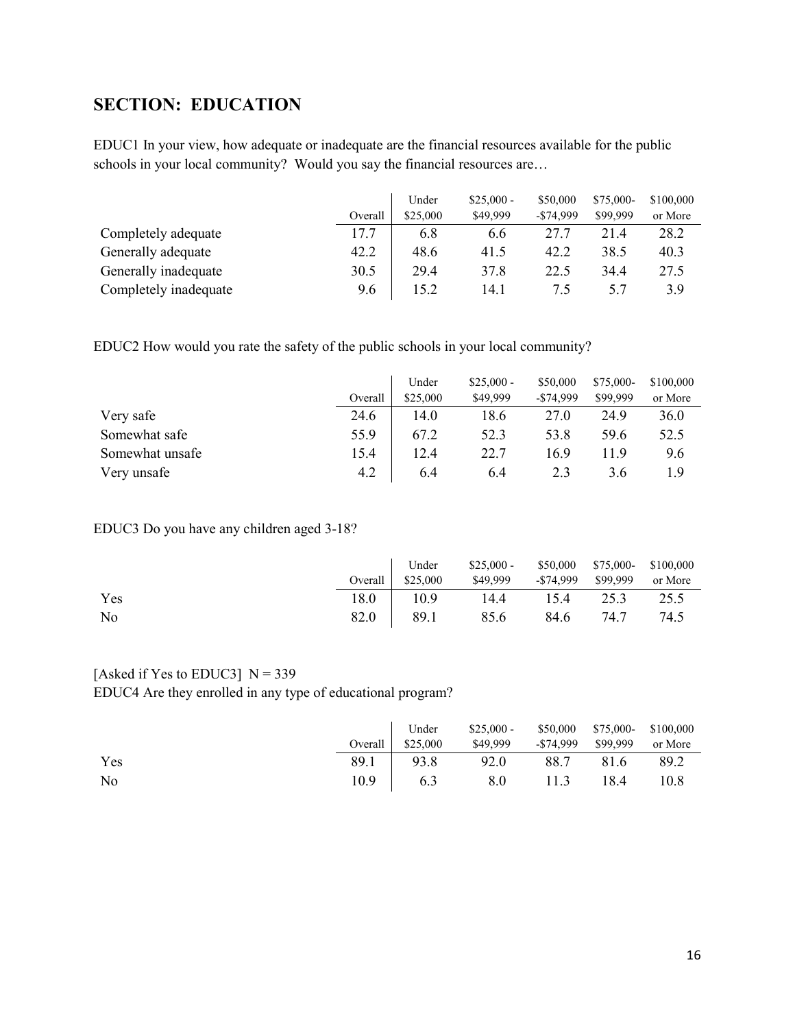## SECTION: EDUCATION

EDUC1 In your view, how adequate or inadequate are the financial resources available for the public schools in your local community? Would you say the financial resources are…

| | Overall | Under $25,000 | $25,000 - $49,999 | $50,000 -$74,999 | $75,000- $99,999 | $100,000 or More |
|---|---|---|---|---|---|---|
| Completely adequate | 17.7 | 6.8 | 6.6 | 27.7 | 21.4 | 28.2 |
| Generally adequate | 42.2 | 48.6 | 41.5 | 42.2 | 38.5 | 40.3 |
| Generally inadequate | 30.5 | 29.4 | 37.8 | 22.5 | 34.4 | 27.5 |
| Completely inadequate | 9.6 | 15.2 | 14.1 | 7.5 | 5.7 | 3.9 |

EDUC2 How would you rate the safety of the public schools in your local community?

| | Overall | Under $25,000 | $25,000 - $49,999 | $50,000 -$74,999 | $75,000- $99,999 | $100,000 or More |
|---|---|---|---|---|---|---|
| Very safe | 24.6 | 14.0 | 18.6 | 27.0 | 24.9 | 36.0 |
| Somewhat safe | 55.9 | 67.2 | 52.3 | 53.8 | 59.6 | 52.5 |
| Somewhat unsafe | 15.4 | 12.4 | 22.7 | 16.9 | 11.9 | 9.6 |
| Very unsafe | 4.2 | 6.4 | 6.4 | 2.3 | 3.6 | 1.9 |

EDUC3 Do you have any children aged 3-18?

| | Overall | Under $25,000 | $25,000 - $49,999 | $50,000 -$74,999 | $75,000- $99,999 | $100,000 or More |
|---|---|---|---|---|---|---|
| Yes | 18.0 | 10.9 | 14.4 | 15.4 | 25.3 | 25.5 |
| No | 82.0 | 89.1 | 85.6 | 84.6 | 74.7 | 74.5 |

[Asked if Yes to EDUC3] N = 339

EDUC4 Are they enrolled in any type of educational program?

| | Overall | Under $25,000 | $25,000 - $49,999 | $50,000 -$74,999 | $75,000- $99,999 | $100,000 or More |
|---|---|---|---|---|---|---|
| Yes | 89.1 | 93.8 | 92.0 | 88.7 | 81.6 | 89.2 |
| No | 10.9 | 6.3 | 8.0 | 11.3 | 18.4 | 10.8 |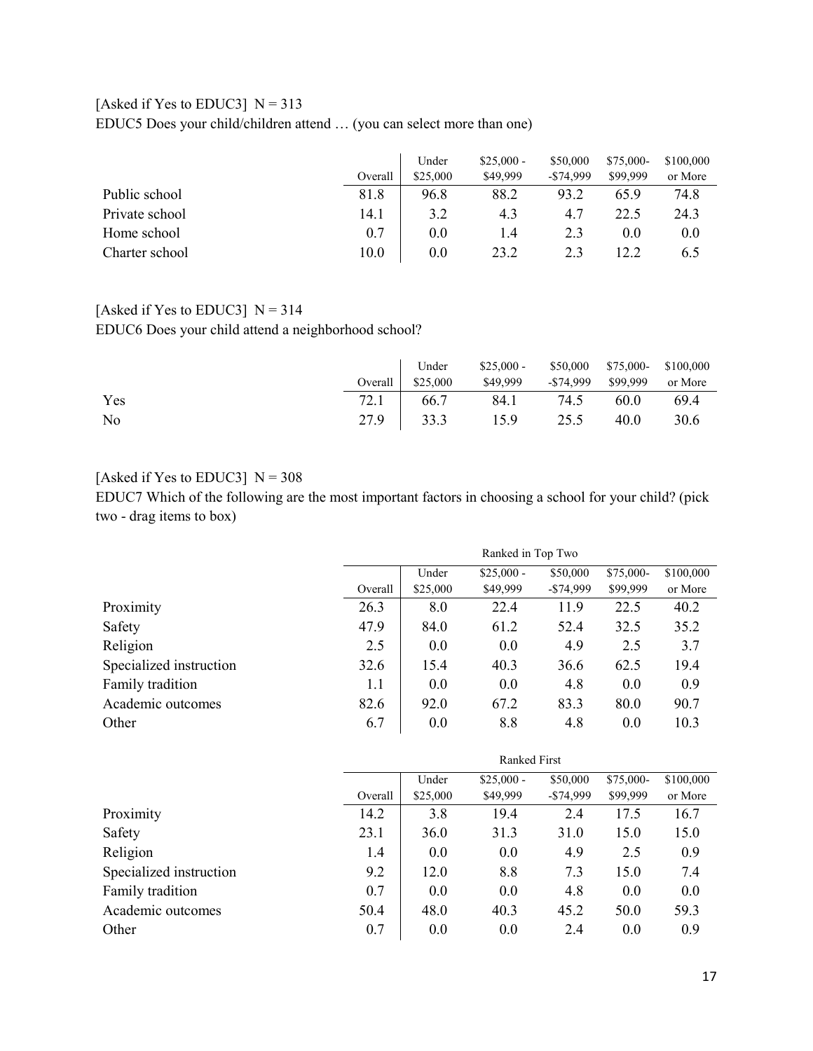[Asked if Yes to EDUC3] N = 313

EDUC5 Does your child/children attend … (you can select more than one)

| | Overall | Under $25,000 | $25,000 - $49,999 | $50,000 -$74,999 | $75,000-$99,999 | $100,000 or More |
|---|---|---|---|---|---|---|
| Public school | 81.8 | 96.8 | 88.2 | 93.2 | 65.9 | 74.8 |
| Private school | 14.1 | 3.2 | 4.3 | 4.7 | 22.5 | 24.3 |
| Home school | 0.7 | 0.0 | 1.4 | 2.3 | 0.0 | 0.0 |
| Charter school | 10.0 | 0.0 | 23.2 | 2.3 | 12.2 | 6.5 |

[Asked if Yes to EDUC3] N = 314

EDUC6 Does your child attend a neighborhood school?

| | Overall | Under $25,000 | $25,000 - $49,999 | $50,000 -$74,999 | $75,000-$99,999 | $100,000 or More |
|---|---|---|---|---|---|---|
| Yes | 72.1 | 66.7 | 84.1 | 74.5 | 60.0 | 69.4 |
| No | 27.9 | 33.3 | 15.9 | 25.5 | 40.0 | 30.6 |

[Asked if Yes to EDUC3] N = 308

EDUC7 Which of the following are the most important factors in choosing a school for your child? (pick two - drag items to box)

| | Ranked in Top Two | | | | | |
|---|---|---|---|---|---|---|
| | Overall | Under $25,000 | $25,000 - $49,999 | $50,000 -$74,999 | $75,000-$99,999 | $100,000 or More |
| Proximity | 26.3 | 8.0 | 22.4 | 11.9 | 22.5 | 40.2 |
| Safety | 47.9 | 84.0 | 61.2 | 52.4 | 32.5 | 35.2 |
| Religion | 2.5 | 0.0 | 0.0 | 4.9 | 2.5 | 3.7 |
| Specialized instruction | 32.6 | 15.4 | 40.3 | 36.6 | 62.5 | 19.4 |
| Family tradition | 1.1 | 0.0 | 0.0 | 4.8 | 0.0 | 0.9 |
| Academic outcomes | 82.6 | 92.0 | 67.2 | 83.3 | 80.0 | 90.7 |
| Other | 6.7 | 0.0 | 8.8 | 4.8 | 0.0 | 10.3 |

| | Ranked First | | | | | |
|---|---|---|---|---|---|---|
| | Overall | Under $25,000 | $25,000 - $49,999 | $50,000 -$74,999 | $75,000-$99,999 | $100,000 or More |
| Proximity | 14.2 | 3.8 | 19.4 | 2.4 | 17.5 | 16.7 |
| Safety | 23.1 | 36.0 | 31.3 | 31.0 | 15.0 | 15.0 |
| Religion | 1.4 | 0.0 | 0.0 | 4.9 | 2.5 | 0.9 |
| Specialized instruction | 9.2 | 12.0 | 8.8 | 7.3 | 15.0 | 7.4 |
| Family tradition | 0.7 | 0.0 | 0.0 | 4.8 | 0.0 | 0.0 |
| Academic outcomes | 50.4 | 48.0 | 40.3 | 45.2 | 50.0 | 59.3 |
| Other | 0.7 | 0.0 | 0.0 | 2.4 | 0.0 | 0.9 |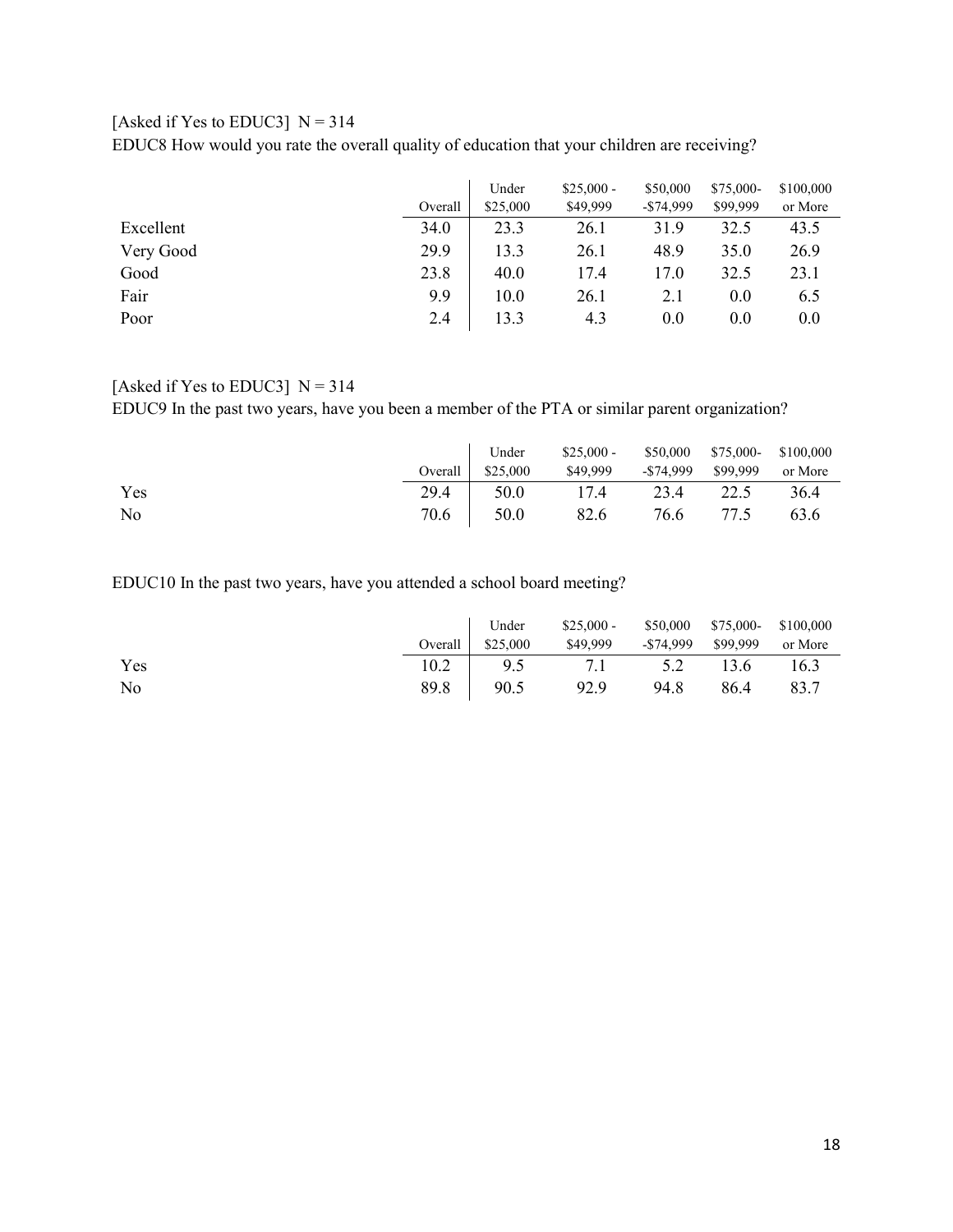[Asked if Yes to EDUC3] N = 314

EDUC8 How would you rate the overall quality of education that your children are receiving?

| | Overall | Under $25,000 | $25,000 - $49,999 | $50,000 -$74,999 | $75,000- $99,999 | $100,000 or More |
|---|---|---|---|---|---|---|
| Excellent | 34.0 | 23.3 | 26.1 | 31.9 | 32.5 | 43.5 |
| Very Good | 29.9 | 13.3 | 26.1 | 48.9 | 35.0 | 26.9 |
| Good | 23.8 | 40.0 | 17.4 | 17.0 | 32.5 | 23.1 |
| Fair | 9.9 | 10.0 | 26.1 | 2.1 | 0.0 | 6.5 |
| Poor | 2.4 | 13.3 | 4.3 | 0.0 | 0.0 | 0.0 |

[Asked if Yes to EDUC3] N = 314

EDUC9 In the past two years, have you been a member of the PTA or similar parent organization?

| | Overall | Under $25,000 | $25,000 - $49,999 | $50,000 -$74,999 | $75,000- $99,999 | $100,000 or More |
|---|---|---|---|---|---|---|
| Yes | 29.4 | 50.0 | 17.4 | 23.4 | 22.5 | 36.4 |
| No | 70.6 | 50.0 | 82.6 | 76.6 | 77.5 | 63.6 |

EDUC10 In the past two years, have you attended a school board meeting?

| | Overall | Under $25,000 | $25,000 - $49,999 | $50,000 -$74,999 | $75,000- $99,999 | $100,000 or More |
|---|---|---|---|---|---|---|
| Yes | 10.2 | 9.5 | 7.1 | 5.2 | 13.6 | 16.3 |
| No | 89.8 | 90.5 | 92.9 | 94.8 | 86.4 | 83.7 |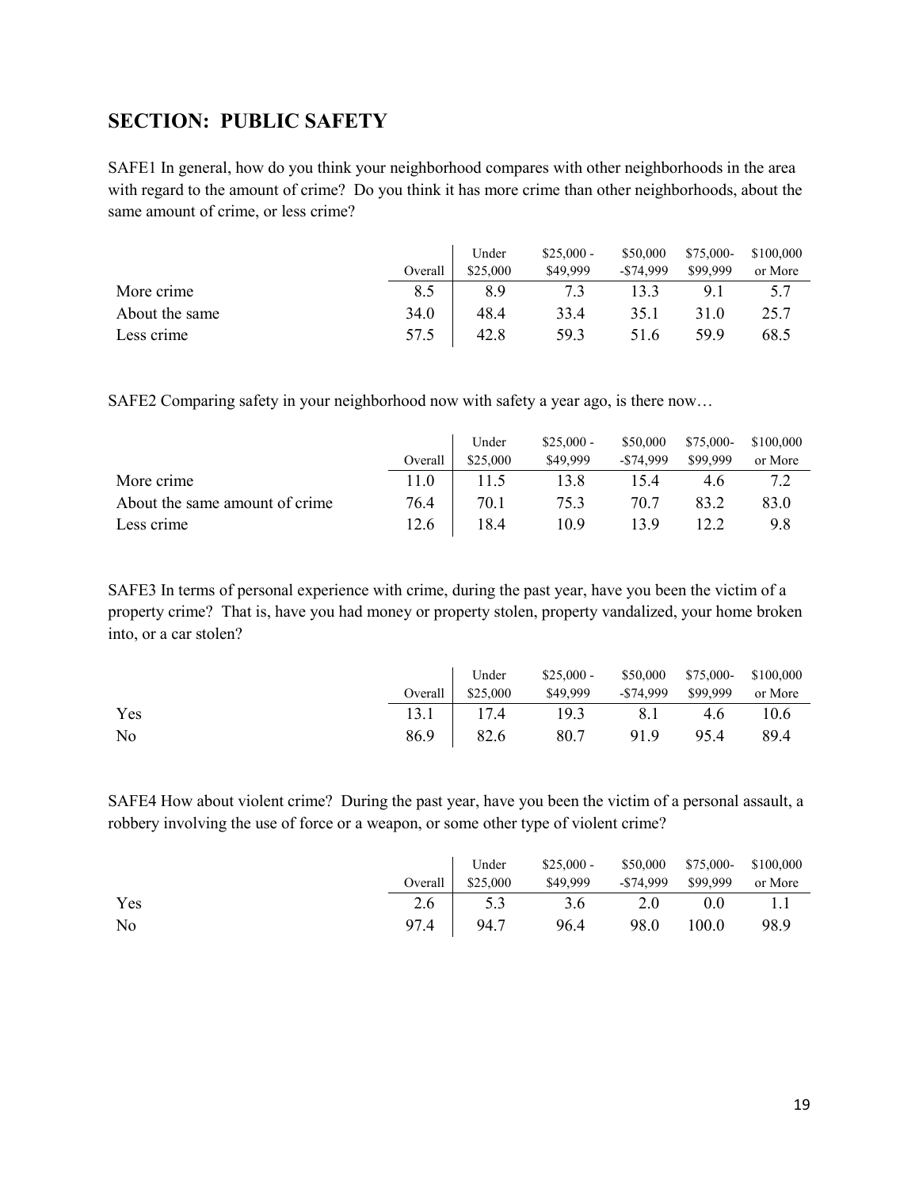## SECTION: PUBLIC SAFETY

SAFE1 In general, how do you think your neighborhood compares with other neighborhoods in the area with regard to the amount of crime? Do you think it has more crime than other neighborhoods, about the same amount of crime, or less crime?

| | Overall | Under $25,000 | $25,000 - $49,999 | $50,000 -$74,999 | $75,000- $99,999 | $100,000 or More |
|---|---|---|---|---|---|---|
| More crime | 8.5 | 8.9 | 7.3 | 13.3 | 9.1 | 5.7 |
| About the same | 34.0 | 48.4 | 33.4 | 35.1 | 31.0 | 25.7 |
| Less crime | 57.5 | 42.8 | 59.3 | 51.6 | 59.9 | 68.5 |

SAFE2 Comparing safety in your neighborhood now with safety a year ago, is there now…

| | Overall | Under $25,000 | $25,000 - $49,999 | $50,000 -$74,999 | $75,000- $99,999 | $100,000 or More |
|---|---|---|---|---|---|---|
| More crime | 11.0 | 11.5 | 13.8 | 15.4 | 4.6 | 7.2 |
| About the same amount of crime | 76.4 | 70.1 | 75.3 | 70.7 | 83.2 | 83.0 |
| Less crime | 12.6 | 18.4 | 10.9 | 13.9 | 12.2 | 9.8 |

SAFE3 In terms of personal experience with crime, during the past year, have you been the victim of a property crime? That is, have you had money or property stolen, property vandalized, your home broken into, or a car stolen?

| | Overall | Under $25,000 | $25,000 - $49,999 | $50,000 -$74,999 | $75,000- $99,999 | $100,000 or More |
|---|---|---|---|---|---|---|
| Yes | 13.1 | 17.4 | 19.3 | 8.1 | 4.6 | 10.6 |
| No | 86.9 | 82.6 | 80.7 | 91.9 | 95.4 | 89.4 |

SAFE4 How about violent crime? During the past year, have you been the victim of a personal assault, a robbery involving the use of force or a weapon, or some other type of violent crime?

| | Overall | Under $25,000 | $25,000 - $49,999 | $50,000 -$74,999 | $75,000- $99,999 | $100,000 or More |
|---|---|---|---|---|---|---|
| Yes | 2.6 | 5.3 | 3.6 | 2.0 | 0.0 | 1.1 |
| No | 97.4 | 94.7 | 96.4 | 98.0 | 100.0 | 98.9 |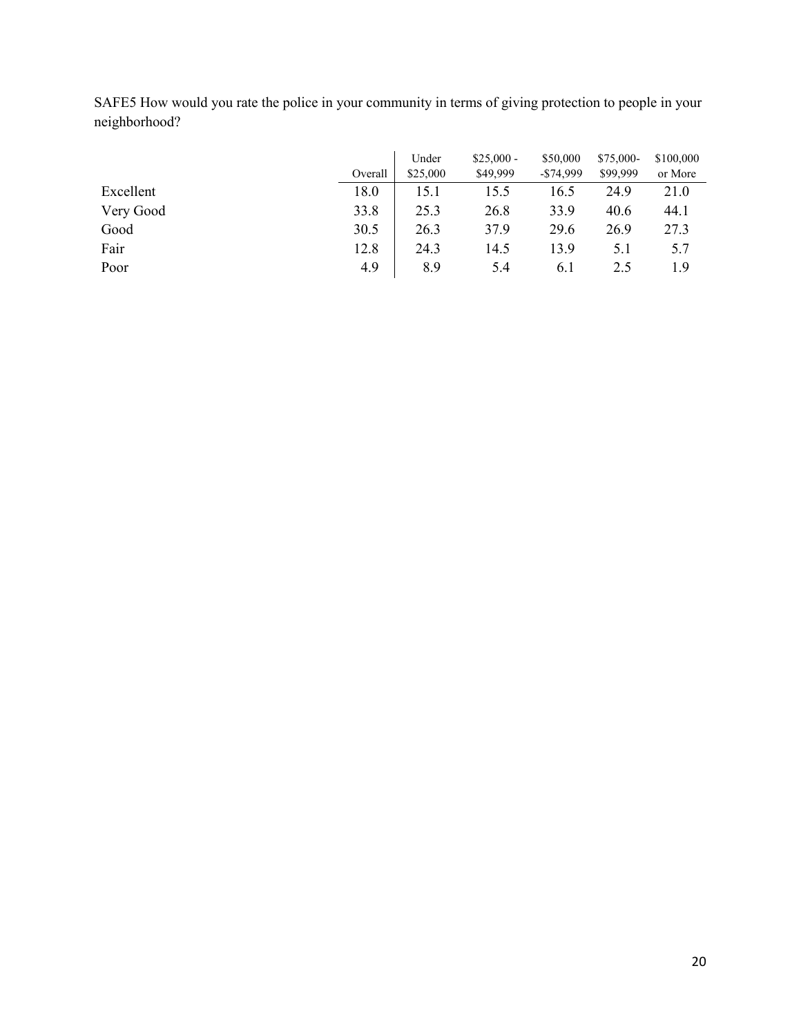SAFE5 How would you rate the police in your community in terms of giving protection to people in your neighborhood?

| | Overall | Under $25,000 | $25,000 - $49,999 | $50,000 -$74,999 | $75,000- $99,999 | $100,000 or More |
|---|---|---|---|---|---|---|
| Excellent | 18.0 | 15.1 | 15.5 | 16.5 | 24.9 | 21.0 |
| Very Good | 33.8 | 25.3 | 26.8 | 33.9 | 40.6 | 44.1 |
| Good | 30.5 | 26.3 | 37.9 | 29.6 | 26.9 | 27.3 |
| Fair | 12.8 | 24.3 | 14.5 | 13.9 | 5.1 | 5.7 |
| Poor | 4.9 | 8.9 | 5.4 | 6.1 | 2.5 | 1.9 |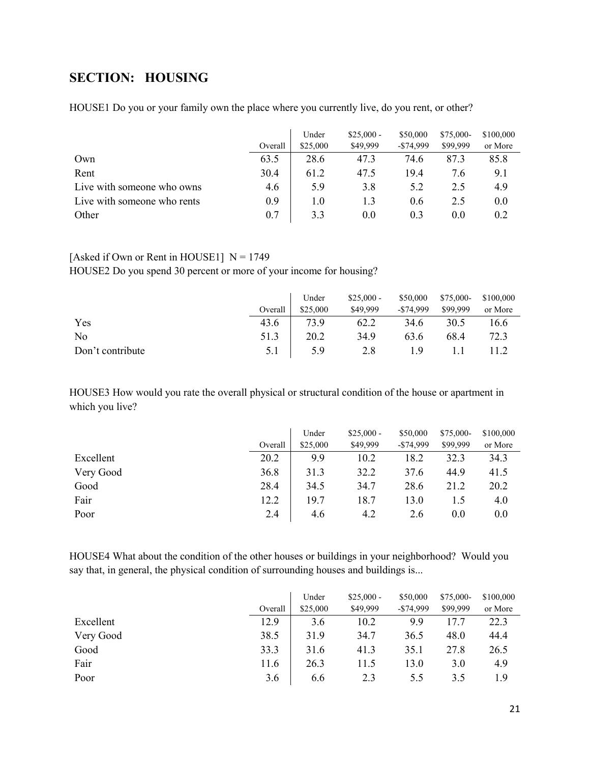## SECTION: HOUSING

HOUSE1 Do you or your family own the place where you currently live, do you rent, or other?

| | Overall | Under $25,000 | $25,000 - $49,999 | $50,000 -$74,999 | $75,000- $99,999 | $100,000 or More |
|---|---|---|---|---|---|---|
| Own | 63.5 | 28.6 | 47.3 | 74.6 | 87.3 | 85.8 |
| Rent | 30.4 | 61.2 | 47.5 | 19.4 | 7.6 | 9.1 |
| Live with someone who owns | 4.6 | 5.9 | 3.8 | 5.2 | 2.5 | 4.9 |
| Live with someone who rents | 0.9 | 1.0 | 1.3 | 0.6 | 2.5 | 0.0 |
| Other | 0.7 | 3.3 | 0.0 | 0.3 | 0.0 | 0.2 |

[Asked if Own or Rent in HOUSE1] N = 1749

HOUSE2 Do you spend 30 percent or more of your income for housing?

| | Overall | Under $25,000 | $25,000 - $49,999 | $50,000 -$74,999 | $75,000- $99,999 | $100,000 or More |
|---|---|---|---|---|---|---|
| Yes | 43.6 | 73.9 | 62.2 | 34.6 | 30.5 | 16.6 |
| No | 51.3 | 20.2 | 34.9 | 63.6 | 68.4 | 72.3 |
| Don't contribute | 5.1 | 5.9 | 2.8 | 1.9 | 1.1 | 11.2 |

HOUSE3 How would you rate the overall physical or structural condition of the house or apartment in which you live?

| | Overall | Under $25,000 | $25,000 - $49,999 | $50,000 -$74,999 | $75,000- $99,999 | $100,000 or More |
|---|---|---|---|---|---|---|
| Excellent | 20.2 | 9.9 | 10.2 | 18.2 | 32.3 | 34.3 |
| Very Good | 36.8 | 31.3 | 32.2 | 37.6 | 44.9 | 41.5 |
| Good | 28.4 | 34.5 | 34.7 | 28.6 | 21.2 | 20.2 |
| Fair | 12.2 | 19.7 | 18.7 | 13.0 | 1.5 | 4.0 |
| Poor | 2.4 | 4.6 | 4.2 | 2.6 | 0.0 | 0.0 |

HOUSE4 What about the condition of the other houses or buildings in your neighborhood? Would you say that, in general, the physical condition of surrounding houses and buildings is...

| | Overall | Under $25,000 | $25,000 - $49,999 | $50,000 -$74,999 | $75,000- $99,999 | $100,000 or More |
|---|---|---|---|---|---|---|
| Excellent | 12.9 | 3.6 | 10.2 | 9.9 | 17.7 | 22.3 |
| Very Good | 38.5 | 31.9 | 34.7 | 36.5 | 48.0 | 44.4 |
| Good | 33.3 | 31.6 | 41.3 | 35.1 | 27.8 | 26.5 |
| Fair | 11.6 | 26.3 | 11.5 | 13.0 | 3.0 | 4.9 |
| Poor | 3.6 | 6.6 | 2.3 | 5.5 | 3.5 | 1.9 |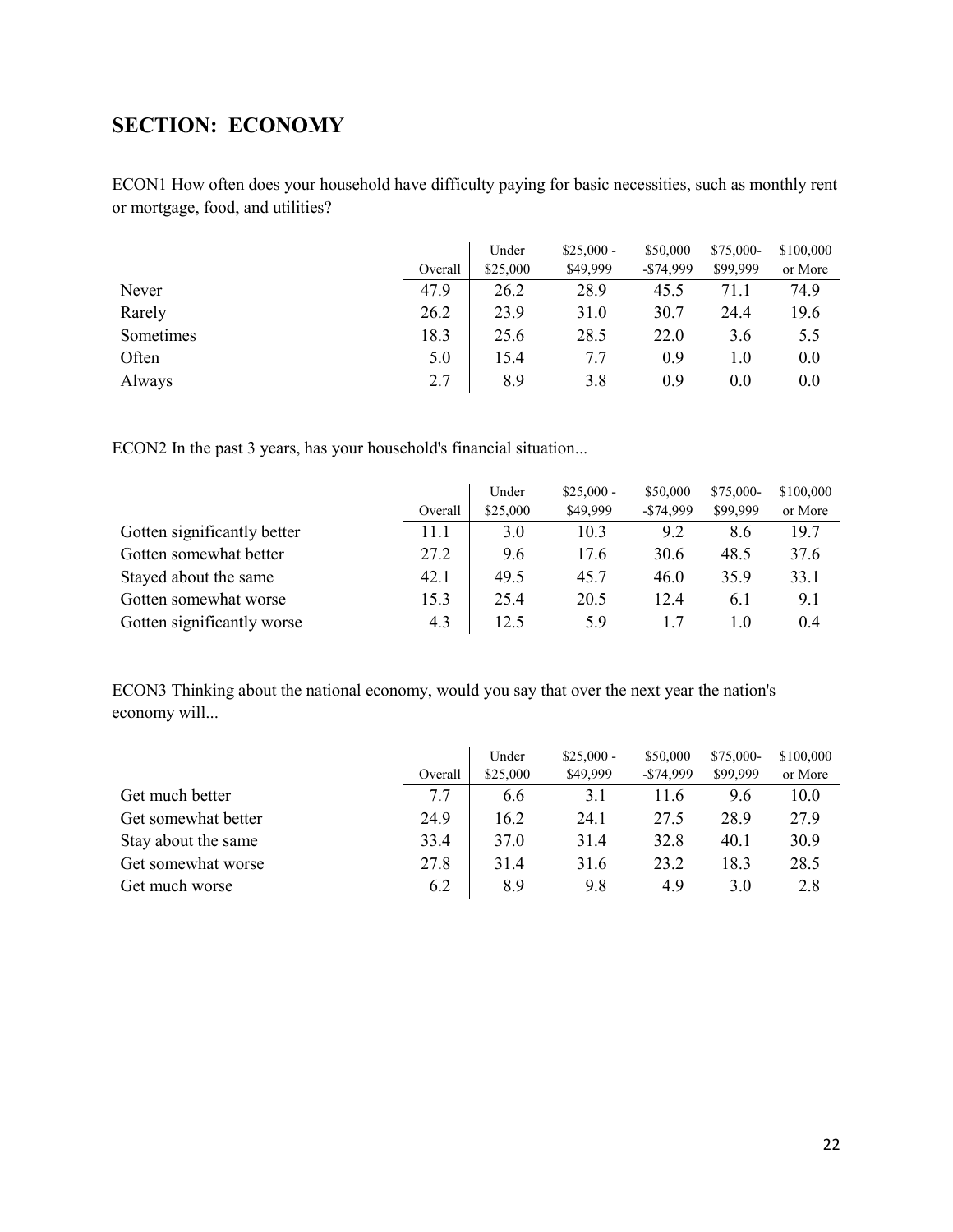## SECTION: ECONOMY

ECON1 How often does your household have difficulty paying for basic necessities, such as monthly rent or mortgage, food, and utilities?

| | Overall | Under $25,000 | $25,000 - $49,999 | $50,000 -$74,999 | $75,000- $99,999 | $100,000 or More |
|---|---|---|---|---|---|---|
| Never | 47.9 | 26.2 | 28.9 | 45.5 | 71.1 | 74.9 |
| Rarely | 26.2 | 23.9 | 31.0 | 30.7 | 24.4 | 19.6 |
| Sometimes | 18.3 | 25.6 | 28.5 | 22.0 | 3.6 | 5.5 |
| Often | 5.0 | 15.4 | 7.7 | 0.9 | 1.0 | 0.0 |
| Always | 2.7 | 8.9 | 3.8 | 0.9 | 0.0 | 0.0 |

ECON2 In the past 3 years, has your household's financial situation...

| | Overall | Under $25,000 | $25,000 - $49,999 | $50,000 -$74,999 | $75,000- $99,999 | $100,000 or More |
|---|---|---|---|---|---|---|
| Gotten significantly better | 11.1 | 3.0 | 10.3 | 9.2 | 8.6 | 19.7 |
| Gotten somewhat better | 27.2 | 9.6 | 17.6 | 30.6 | 48.5 | 37.6 |
| Stayed about the same | 42.1 | 49.5 | 45.7 | 46.0 | 35.9 | 33.1 |
| Gotten somewhat worse | 15.3 | 25.4 | 20.5 | 12.4 | 6.1 | 9.1 |
| Gotten significantly worse | 4.3 | 12.5 | 5.9 | 1.7 | 1.0 | 0.4 |

ECON3 Thinking about the national economy, would you say that over the next year the nation's economy will...

| | Overall | Under $25,000 | $25,000 - $49,999 | $50,000 -$74,999 | $75,000- $99,999 | $100,000 or More |
|---|---|---|---|---|---|---|
| Get much better | 7.7 | 6.6 | 3.1 | 11.6 | 9.6 | 10.0 |
| Get somewhat better | 24.9 | 16.2 | 24.1 | 27.5 | 28.9 | 27.9 |
| Stay about the same | 33.4 | 37.0 | 31.4 | 32.8 | 40.1 | 30.9 |
| Get somewhat worse | 27.8 | 31.4 | 31.6 | 23.2 | 18.3 | 28.5 |
| Get much worse | 6.2 | 8.9 | 9.8 | 4.9 | 3.0 | 2.8 |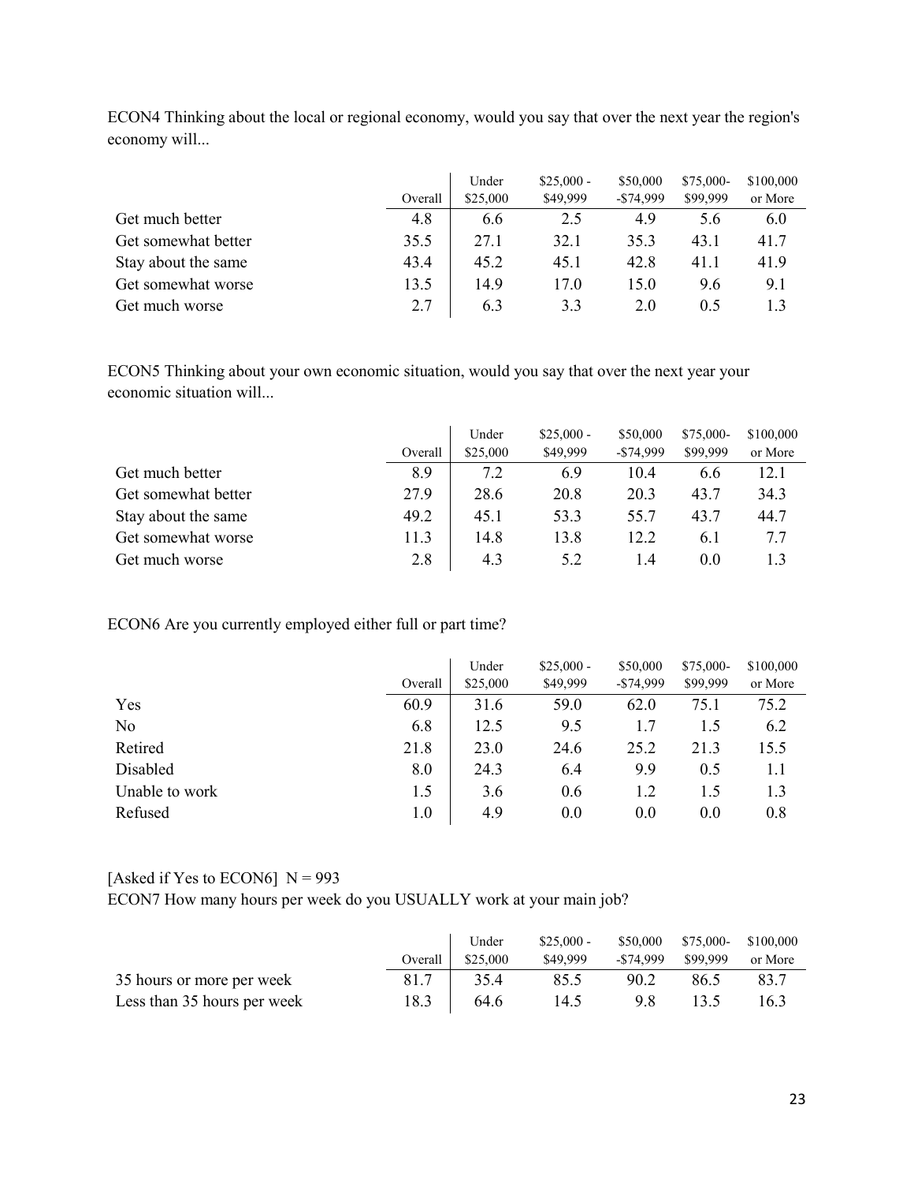ECON4 Thinking about the local or regional economy, would you say that over the next year the region's economy will...

| | Overall | Under $25,000 | $25,000 - $49,999 | $50,000 -$74,999 | $75,000- $99,999 | $100,000 or More |
|---|---|---|---|---|---|---|
| Get much better | 4.8 | 6.6 | 2.5 | 4.9 | 5.6 | 6.0 |
| Get somewhat better | 35.5 | 27.1 | 32.1 | 35.3 | 43.1 | 41.7 |
| Stay about the same | 43.4 | 45.2 | 45.1 | 42.8 | 41.1 | 41.9 |
| Get somewhat worse | 13.5 | 14.9 | 17.0 | 15.0 | 9.6 | 9.1 |
| Get much worse | 2.7 | 6.3 | 3.3 | 2.0 | 0.5 | 1.3 |

ECON5 Thinking about your own economic situation, would you say that over the next year your economic situation will...

| | Overall | Under $25,000 | $25,000 - $49,999 | $50,000 -$74,999 | $75,000- $99,999 | $100,000 or More |
|---|---|---|---|---|---|---|
| Get much better | 8.9 | 7.2 | 6.9 | 10.4 | 6.6 | 12.1 |
| Get somewhat better | 27.9 | 28.6 | 20.8 | 20.3 | 43.7 | 34.3 |
| Stay about the same | 49.2 | 45.1 | 53.3 | 55.7 | 43.7 | 44.7 |
| Get somewhat worse | 11.3 | 14.8 | 13.8 | 12.2 | 6.1 | 7.7 |
| Get much worse | 2.8 | 4.3 | 5.2 | 1.4 | 0.0 | 1.3 |

ECON6 Are you currently employed either full or part time?

| | Overall | Under $25,000 | $25,000 - $49,999 | $50,000 -$74,999 | $75,000- $99,999 | $100,000 or More |
|---|---|---|---|---|---|---|
| Yes | 60.9 | 31.6 | 59.0 | 62.0 | 75.1 | 75.2 |
| No | 6.8 | 12.5 | 9.5 | 1.7 | 1.5 | 6.2 |
| Retired | 21.8 | 23.0 | 24.6 | 25.2 | 21.3 | 15.5 |
| Disabled | 8.0 | 24.3 | 6.4 | 9.9 | 0.5 | 1.1 |
| Unable to work | 1.5 | 3.6 | 0.6 | 1.2 | 1.5 | 1.3 |
| Refused | 1.0 | 4.9 | 0.0 | 0.0 | 0.0 | 0.8 |

[Asked if Yes to ECON6] N = 993
ECON7 How many hours per week do you USUALLY work at your main job?

| | Overall | Under $25,000 | $25,000 - $49,999 | $50,000 -$74,999 | $75,000- $99,999 | $100,000 or More |
|---|---|---|---|---|---|---|
| 35 hours or more per week | 81.7 | 35.4 | 85.5 | 90.2 | 86.5 | 83.7 |
| Less than 35 hours per week | 18.3 | 64.6 | 14.5 | 9.8 | 13.5 | 16.3 |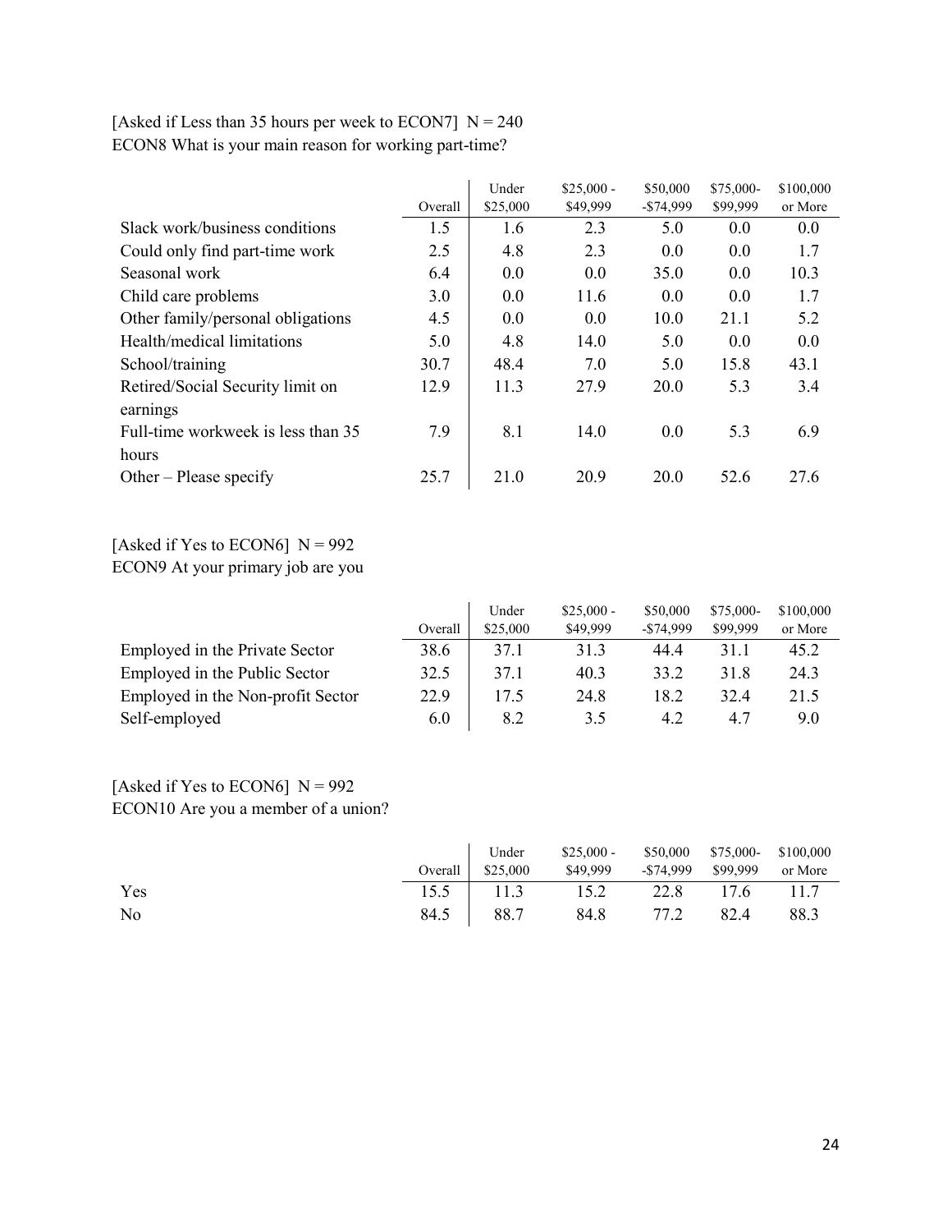[Asked if Less than 35 hours per week to ECON7]  N = 240
ECON8 What is your main reason for working part-time?

| | Overall | Under $25,000 | $25,000 - $49,999 | $50,000 -$74,999 | $75,000- $99,999 | $100,000 or More |
|---|---|---|---|---|---|---|
| Slack work/business conditions | 1.5 | 1.6 | 2.3 | 5.0 | 0.0 | 0.0 |
| Could only find part-time work | 2.5 | 4.8 | 2.3 | 0.0 | 0.0 | 1.7 |
| Seasonal work | 6.4 | 0.0 | 0.0 | 35.0 | 0.0 | 10.3 |
| Child care problems | 3.0 | 0.0 | 11.6 | 0.0 | 0.0 | 1.7 |
| Other family/personal obligations | 4.5 | 0.0 | 0.0 | 10.0 | 21.1 | 5.2 |
| Health/medical limitations | 5.0 | 4.8 | 14.0 | 5.0 | 0.0 | 0.0 |
| School/training | 30.7 | 48.4 | 7.0 | 5.0 | 15.8 | 43.1 |
| Retired/Social Security limit on earnings | 12.9 | 11.3 | 27.9 | 20.0 | 5.3 | 3.4 |
| Full-time workweek is less than 35 hours | 7.9 | 8.1 | 14.0 | 0.0 | 5.3 | 6.9 |
| Other – Please specify | 25.7 | 21.0 | 20.9 | 20.0 | 52.6 | 27.6 |

[Asked if Yes to ECON6]  N = 992
ECON9 At your primary job are you

| | Overall | Under $25,000 | $25,000 - $49,999 | $50,000 -$74,999 | $75,000- $99,999 | $100,000 or More |
|---|---|---|---|---|---|---|
| Employed in the Private Sector | 38.6 | 37.1 | 31.3 | 44.4 | 31.1 | 45.2 |
| Employed in the Public Sector | 32.5 | 37.1 | 40.3 | 33.2 | 31.8 | 24.3 |
| Employed in the Non-profit Sector | 22.9 | 17.5 | 24.8 | 18.2 | 32.4 | 21.5 |
| Self-employed | 6.0 | 8.2 | 3.5 | 4.2 | 4.7 | 9.0 |

[Asked if Yes to ECON6]  N = 992
ECON10 Are you a member of a union?

| | Overall | Under $25,000 | $25,000 - $49,999 | $50,000 -$74,999 | $75,000- $99,999 | $100,000 or More |
|---|---|---|---|---|---|---|
| Yes | 15.5 | 11.3 | 15.2 | 22.8 | 17.6 | 11.7 |
| No | 84.5 | 88.7 | 84.8 | 77.2 | 82.4 | 88.3 |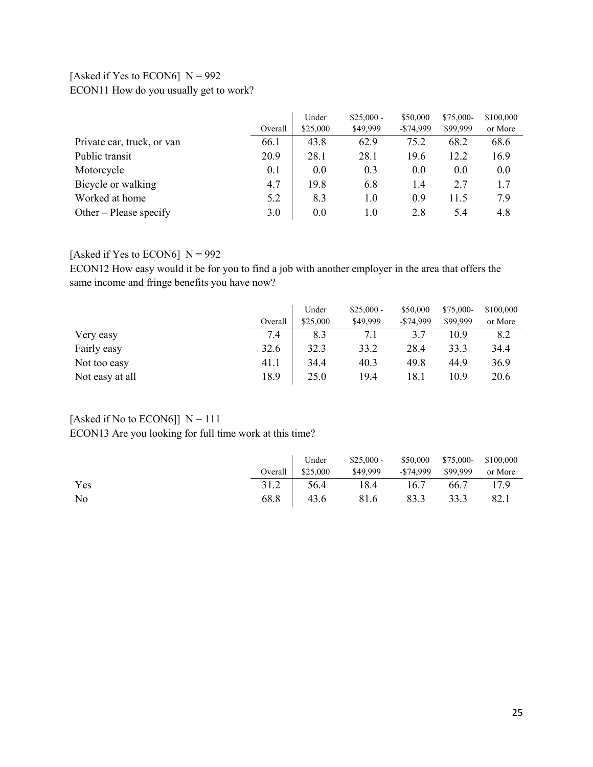[Asked if Yes to ECON6]  N = 992

ECON11 How do you usually get to work?

| | Overall | Under $25,000 | $25,000 - $49,999 | $50,000 -$74,999 | $75,000- $99,999 | $100,000 or More |
|---|---|---|---|---|---|---|
| Private car, truck, or van | 66.1 | 43.8 | 62.9 | 75.2 | 68.2 | 68.6 |
| Public transit | 20.9 | 28.1 | 28.1 | 19.6 | 12.2 | 16.9 |
| Motorcycle | 0.1 | 0.0 | 0.3 | 0.0 | 0.0 | 0.0 |
| Bicycle or walking | 4.7 | 19.8 | 6.8 | 1.4 | 2.7 | 1.7 |
| Worked at home | 5.2 | 8.3 | 1.0 | 0.9 | 11.5 | 7.9 |
| Other – Please specify | 3.0 | 0.0 | 1.0 | 2.8 | 5.4 | 4.8 |

[Asked if Yes to ECON6]  N = 992

ECON12 How easy would it be for you to find a job with another employer in the area that offers the same income and fringe benefits you have now?

| | Overall | Under $25,000 | $25,000 - $49,999 | $50,000 -$74,999 | $75,000- $99,999 | $100,000 or More |
|---|---|---|---|---|---|---|
| Very easy | 7.4 | 8.3 | 7.1 | 3.7 | 10.9 | 8.2 |
| Fairly easy | 32.6 | 32.3 | 33.2 | 28.4 | 33.3 | 34.4 |
| Not too easy | 41.1 | 34.4 | 40.3 | 49.8 | 44.9 | 36.9 |
| Not easy at all | 18.9 | 25.0 | 19.4 | 18.1 | 10.9 | 20.6 |

[Asked if No to ECON6]]  N = 111

ECON13 Are you looking for full time work at this time?

| | Overall | Under $25,000 | $25,000 - $49,999 | $50,000 -$74,999 | $75,000- $99,999 | $100,000 or More |
|---|---|---|---|---|---|---|
| Yes | 31.2 | 56.4 | 18.4 | 16.7 | 66.7 | 17.9 |
| No | 68.8 | 43.6 | 81.6 | 83.3 | 33.3 | 82.1 |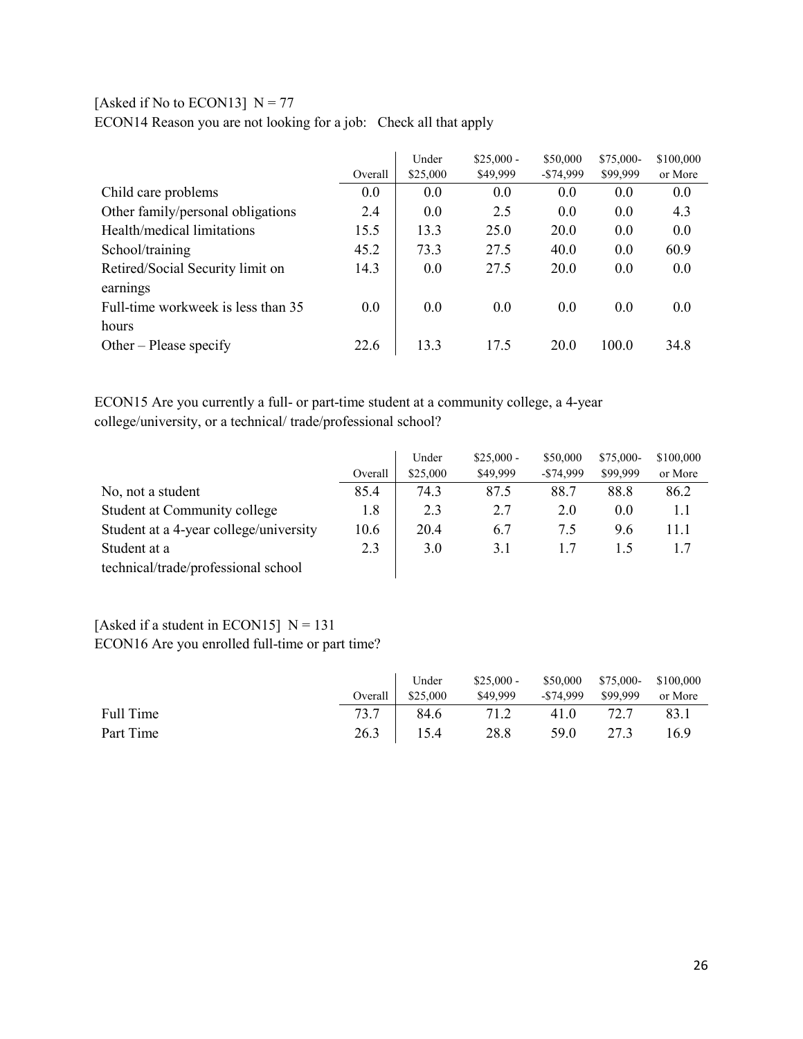[Asked if No to ECON13]  N = 77

ECON14 Reason you are not looking for a job:   Check all that apply

| | Overall | Under $25,000 | $25,000 - $49,999 | $50,000 -$74,999 | $75,000- $99,999 | $100,000 or More |
|---|---|---|---|---|---|---|
| Child care problems | 0.0 | 0.0 | 0.0 | 0.0 | 0.0 | 0.0 |
| Other family/personal obligations | 2.4 | 0.0 | 2.5 | 0.0 | 0.0 | 4.3 |
| Health/medical limitations | 15.5 | 13.3 | 25.0 | 20.0 | 0.0 | 0.0 |
| School/training | 45.2 | 73.3 | 27.5 | 40.0 | 0.0 | 60.9 |
| Retired/Social Security limit on earnings | 14.3 | 0.0 | 27.5 | 20.0 | 0.0 | 0.0 |
| Full-time workweek is less than 35 hours | 0.0 | 0.0 | 0.0 | 0.0 | 0.0 | 0.0 |
| Other – Please specify | 22.6 | 13.3 | 17.5 | 20.0 | 100.0 | 34.8 |

ECON15 Are you currently a full- or part-time student at a community college, a 4-year college/university, or a technical/ trade/professional school?

| | Overall | Under $25,000 | $25,000 - $49,999 | $50,000 -$74,999 | $75,000- $99,999 | $100,000 or More |
|---|---|---|---|---|---|---|
| No, not a student | 85.4 | 74.3 | 87.5 | 88.7 | 88.8 | 86.2 |
| Student at Community college | 1.8 | 2.3 | 2.7 | 2.0 | 0.0 | 1.1 |
| Student at a 4-year college/university | 10.6 | 20.4 | 6.7 | 7.5 | 9.6 | 11.1 |
| Student at a technical/trade/professional school | 2.3 | 3.0 | 3.1 | 1.7 | 1.5 | 1.7 |

[Asked if a student in ECON15]  N = 131

ECON16 Are you enrolled full-time or part time?

| | Overall | Under $25,000 | $25,000 - $49,999 | $50,000 -$74,999 | $75,000- $99,999 | $100,000 or More |
|---|---|---|---|---|---|---|
| Full Time | 73.7 | 84.6 | 71.2 | 41.0 | 72.7 | 83.1 |
| Part Time | 26.3 | 15.4 | 28.8 | 59.0 | 27.3 | 16.9 |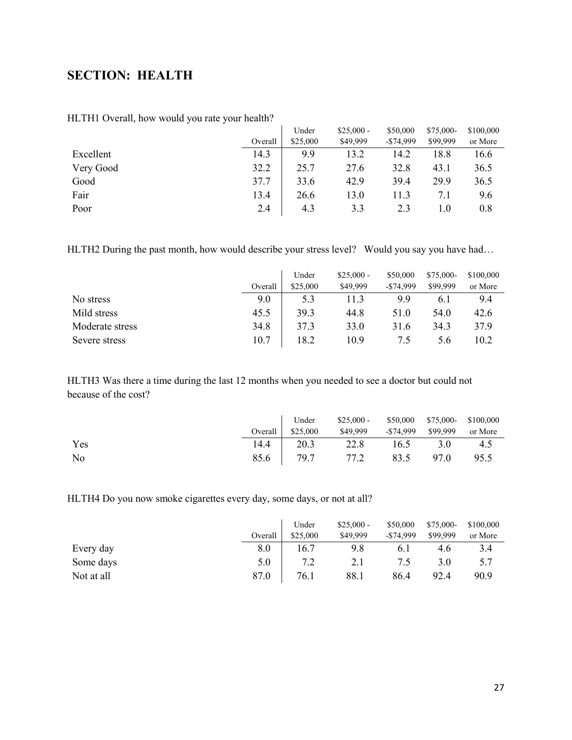## SECTION: HEALTH

HLTH1 Overall, how would you rate your health?

| | Overall | Under $25,000 | $25,000 - $49,999 | $50,000 -$74,999 | $75,000- $99,999 | $100,000 or More |
|---|---|---|---|---|---|---|
| Excellent | 14.3 | 9.9 | 13.2 | 14.2 | 18.8 | 16.6 |
| Very Good | 32.2 | 25.7 | 27.6 | 32.8 | 43.1 | 36.5 |
| Good | 37.7 | 33.6 | 42.9 | 39.4 | 29.9 | 36.5 |
| Fair | 13.4 | 26.6 | 13.0 | 11.3 | 7.1 | 9.6 |
| Poor | 2.4 | 4.3 | 3.3 | 2.3 | 1.0 | 0.8 |

HLTH2 During the past month, how would describe your stress level? Would you say you have had…

| | Overall | Under $25,000 | $25,000 - $49,999 | $50,000 -$74,999 | $75,000- $99,999 | $100,000 or More |
|---|---|---|---|---|---|---|
| No stress | 9.0 | 5.3 | 11.3 | 9.9 | 6.1 | 9.4 |
| Mild stress | 45.5 | 39.3 | 44.8 | 51.0 | 54.0 | 42.6 |
| Moderate stress | 34.8 | 37.3 | 33.0 | 31.6 | 34.3 | 37.9 |
| Severe stress | 10.7 | 18.2 | 10.9 | 7.5 | 5.6 | 10.2 |

HLTH3 Was there a time during the last 12 months when you needed to see a doctor but could not because of the cost?

| | Overall | Under $25,000 | $25,000 - $49,999 | $50,000 -$74,999 | $75,000- $99,999 | $100,000 or More |
|---|---|---|---|---|---|---|
| Yes | 14.4 | 20.3 | 22.8 | 16.5 | 3.0 | 4.5 |
| No | 85.6 | 79.7 | 77.2 | 83.5 | 97.0 | 95.5 |

HLTH4 Do you now smoke cigarettes every day, some days, or not at all?

| | Overall | Under $25,000 | $25,000 - $49,999 | $50,000 -$74,999 | $75,000- $99,999 | $100,000 or More |
|---|---|---|---|---|---|---|
| Every day | 8.0 | 16.7 | 9.8 | 6.1 | 4.6 | 3.4 |
| Some days | 5.0 | 7.2 | 2.1 | 7.5 | 3.0 | 5.7 |
| Not at all | 87.0 | 76.1 | 88.1 | 86.4 | 92.4 | 90.9 |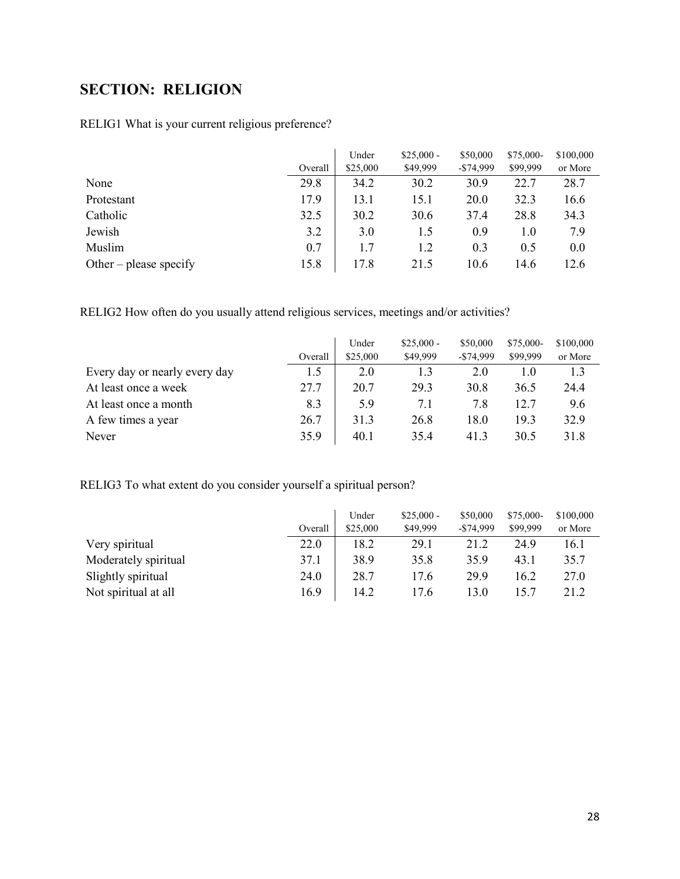## SECTION: RELIGION

RELIG1 What is your current religious preference?

| | Overall | Under $25,000 | $25,000 - $49,999 | $50,000 -$74,999 | $75,000-$99,999 | $100,000 or More |
|---|---|---|---|---|---|---|
| None | 29.8 | 34.2 | 30.2 | 30.9 | 22.7 | 28.7 |
| Protestant | 17.9 | 13.1 | 15.1 | 20.0 | 32.3 | 16.6 |
| Catholic | 32.5 | 30.2 | 30.6 | 37.4 | 28.8 | 34.3 |
| Jewish | 3.2 | 3.0 | 1.5 | 0.9 | 1.0 | 7.9 |
| Muslim | 0.7 | 1.7 | 1.2 | 0.3 | 0.5 | 0.0 |
| Other – please specify | 15.8 | 17.8 | 21.5 | 10.6 | 14.6 | 12.6 |

RELIG2 How often do you usually attend religious services, meetings and/or activities?

| | Overall | Under $25,000 | $25,000 - $49,999 | $50,000 -$74,999 | $75,000-$99,999 | $100,000 or More |
|---|---|---|---|---|---|---|
| Every day or nearly every day | 1.5 | 2.0 | 1.3 | 2.0 | 1.0 | 1.3 |
| At least once a week | 27.7 | 20.7 | 29.3 | 30.8 | 36.5 | 24.4 |
| At least once a month | 8.3 | 5.9 | 7.1 | 7.8 | 12.7 | 9.6 |
| A few times a year | 26.7 | 31.3 | 26.8 | 18.0 | 19.3 | 32.9 |
| Never | 35.9 | 40.1 | 35.4 | 41.3 | 30.5 | 31.8 |

RELIG3 To what extent do you consider yourself a spiritual person?

| | Overall | Under $25,000 | $25,000 - $49,999 | $50,000 -$74,999 | $75,000-$99,999 | $100,000 or More |
|---|---|---|---|---|---|---|
| Very spiritual | 22.0 | 18.2 | 29.1 | 21.2 | 24.9 | 16.1 |
| Moderately spiritual | 37.1 | 38.9 | 35.8 | 35.9 | 43.1 | 35.7 |
| Slightly spiritual | 24.0 | 28.7 | 17.6 | 29.9 | 16.2 | 27.0 |
| Not spiritual at all | 16.9 | 14.2 | 17.6 | 13.0 | 15.7 | 21.2 |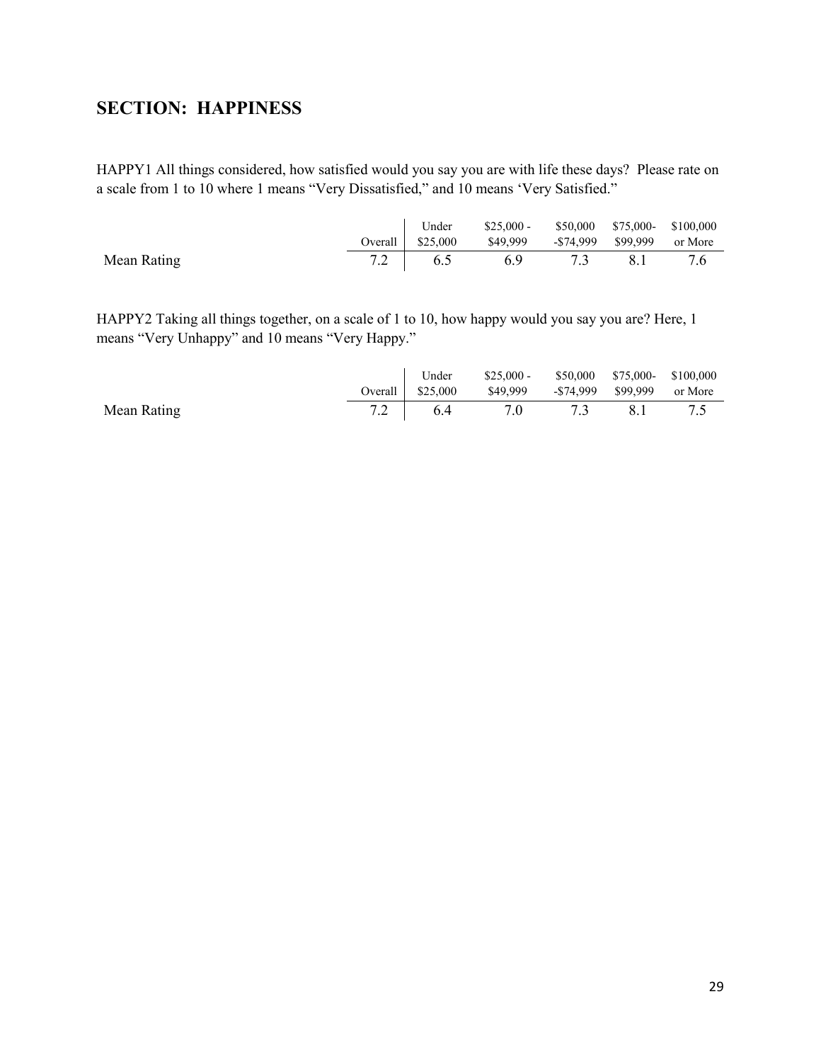## SECTION:  HAPPINESS

HAPPY1 All things considered, how satisfied would you say you are with life these days?  Please rate on a scale from 1 to 10 where 1 means "Very Dissatisfied," and 10 means 'Very Satisfied."

| | Overall | Under $25,000 | $25,000 - $49,999 | $50,000 -$74,999 | $75,000- $99,999 | $100,000 or More |
|---|---|---|---|---|---|---|
| Mean Rating | 7.2 | 6.5 | 6.9 | 7.3 | 8.1 | 7.6 |

HAPPY2 Taking all things together, on a scale of 1 to 10, how happy would you say you are? Here, 1 means "Very Unhappy" and 10 means "Very Happy."

| | Overall | Under $25,000 | $25,000 - $49,999 | $50,000 -$74,999 | $75,000- $99,999 | $100,000 or More |
|---|---|---|---|---|---|---|
| Mean Rating | 7.2 | 6.4 | 7.0 | 7.3 | 8.1 | 7.5 |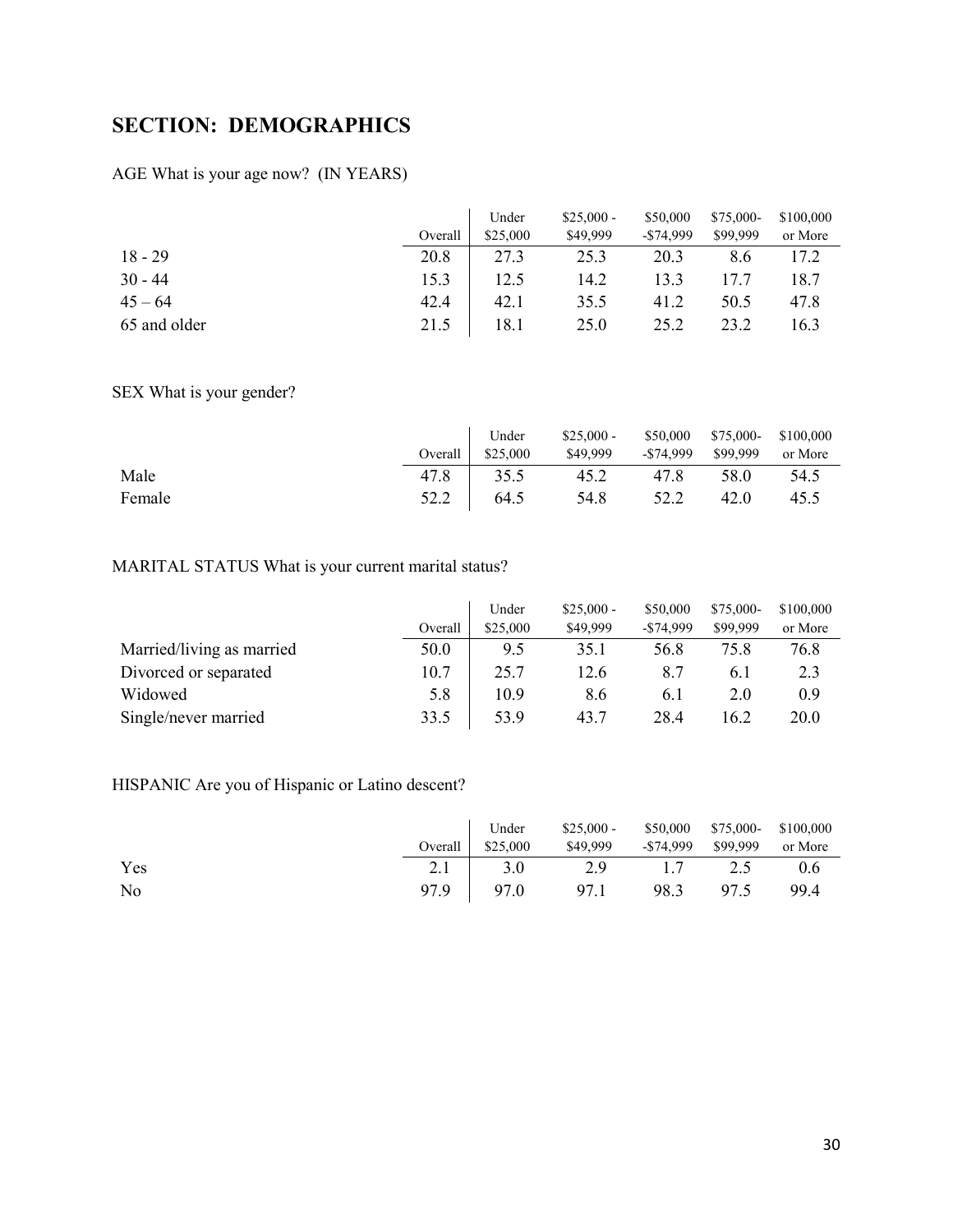## SECTION: DEMOGRAPHICS

AGE What is your age now? (IN YEARS)

| | Overall | Under $25,000 | $25,000 - $49,999 | $50,000 -$74,999 | $75,000- $99,999 | $100,000 or More |
|---|---|---|---|---|---|---|
| 18 - 29 | 20.8 | 27.3 | 25.3 | 20.3 | 8.6 | 17.2 |
| 30 - 44 | 15.3 | 12.5 | 14.2 | 13.3 | 17.7 | 18.7 |
| 45 – 64 | 42.4 | 42.1 | 35.5 | 41.2 | 50.5 | 47.8 |
| 65 and older | 21.5 | 18.1 | 25.0 | 25.2 | 23.2 | 16.3 |

SEX What is your gender?

| | Overall | Under $25,000 | $25,000 - $49,999 | $50,000 -$74,999 | $75,000- $99,999 | $100,000 or More |
|---|---|---|---|---|---|---|
| Male | 47.8 | 35.5 | 45.2 | 47.8 | 58.0 | 54.5 |
| Female | 52.2 | 64.5 | 54.8 | 52.2 | 42.0 | 45.5 |

MARITAL STATUS What is your current marital status?

| | Overall | Under $25,000 | $25,000 - $49,999 | $50,000 -$74,999 | $75,000- $99,999 | $100,000 or More |
|---|---|---|---|---|---|---|
| Married/living as married | 50.0 | 9.5 | 35.1 | 56.8 | 75.8 | 76.8 |
| Divorced or separated | 10.7 | 25.7 | 12.6 | 8.7 | 6.1 | 2.3 |
| Widowed | 5.8 | 10.9 | 8.6 | 6.1 | 2.0 | 0.9 |
| Single/never married | 33.5 | 53.9 | 43.7 | 28.4 | 16.2 | 20.0 |

HISPANIC Are you of Hispanic or Latino descent?

| | Overall | Under $25,000 | $25,000 - $49,999 | $50,000 -$74,999 | $75,000- $99,999 | $100,000 or More |
|---|---|---|---|---|---|---|
| Yes | 2.1 | 3.0 | 2.9 | 1.7 | 2.5 | 0.6 |
| No | 97.9 | 97.0 | 97.1 | 98.3 | 97.5 | 99.4 |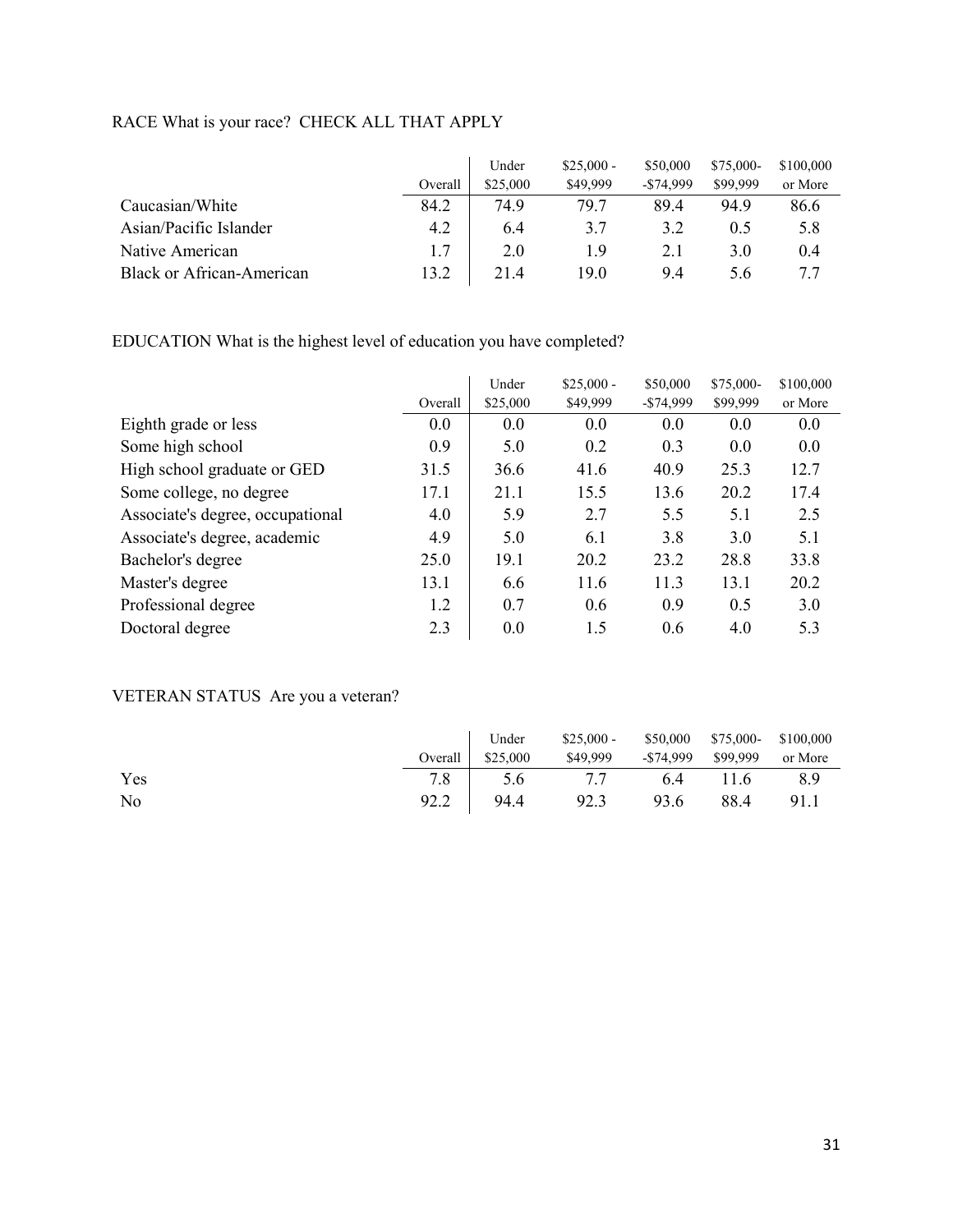RACE What is your race? CHECK ALL THAT APPLY

| | Overall | Under $25,000 | $25,000 - $49,999 | $50,000 -$74,999 | $75,000- $99,999 | $100,000 or More |
|---|---|---|---|---|---|---|
| Caucasian/White | 84.2 | 74.9 | 79.7 | 89.4 | 94.9 | 86.6 |
| Asian/Pacific Islander | 4.2 | 6.4 | 3.7 | 3.2 | 0.5 | 5.8 |
| Native American | 1.7 | 2.0 | 1.9 | 2.1 | 3.0 | 0.4 |
| Black or African-American | 13.2 | 21.4 | 19.0 | 9.4 | 5.6 | 7.7 |

EDUCATION What is the highest level of education you have completed?

| | Overall | Under $25,000 | $25,000 - $49,999 | $50,000 -$74,999 | $75,000- $99,999 | $100,000 or More |
|---|---|---|---|---|---|---|
| Eighth grade or less | 0.0 | 0.0 | 0.0 | 0.0 | 0.0 | 0.0 |
| Some high school | 0.9 | 5.0 | 0.2 | 0.3 | 0.0 | 0.0 |
| High school graduate or GED | 31.5 | 36.6 | 41.6 | 40.9 | 25.3 | 12.7 |
| Some college, no degree | 17.1 | 21.1 | 15.5 | 13.6 | 20.2 | 17.4 |
| Associate's degree, occupational | 4.0 | 5.9 | 2.7 | 5.5 | 5.1 | 2.5 |
| Associate's degree, academic | 4.9 | 5.0 | 6.1 | 3.8 | 3.0 | 5.1 |
| Bachelor's degree | 25.0 | 19.1 | 20.2 | 23.2 | 28.8 | 33.8 |
| Master's degree | 13.1 | 6.6 | 11.6 | 11.3 | 13.1 | 20.2 |
| Professional degree | 1.2 | 0.7 | 0.6 | 0.9 | 0.5 | 3.0 |
| Doctoral degree | 2.3 | 0.0 | 1.5 | 0.6 | 4.0 | 5.3 |

VETERAN STATUS Are you a veteran?

| | Overall | Under $25,000 | $25,000 - $49,999 | $50,000 -$74,999 | $75,000- $99,999 | $100,000 or More |
|---|---|---|---|---|---|---|
| Yes | 7.8 | 5.6 | 7.7 | 6.4 | 11.6 | 8.9 |
| No | 92.2 | 94.4 | 92.3 | 93.6 | 88.4 | 91.1 |